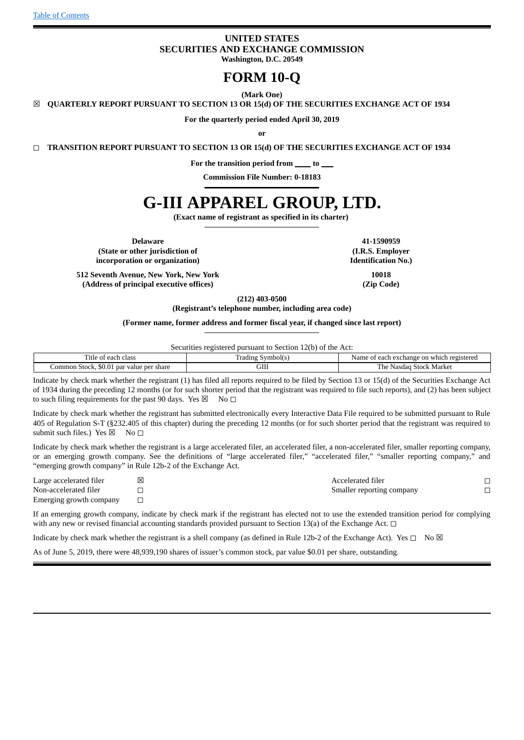[Table of Contents](#)

**UNITED STATES**
**SECURITIES AND EXCHANGE COMMISSION**
**Washington, D.C. 20549**

# FORM 10-Q

**(Mark One)**

☒ **QUARTERLY REPORT PURSUANT TO SECTION 13 OR 15(d) OF THE SECURITIES EXCHANGE ACT OF 1934**

**For the quarterly period ended April 30, 2019**

**or**

☐ **TRANSITION REPORT PURSUANT TO SECTION 13 OR 15(d) OF THE SECURITIES EXCHANGE ACT OF 1934**

**For the transition period from \_\_\_\_ to \_\_\_**

**Commission File Number: 0-18183**

# G-III APPAREL GROUP, LTD.

**(Exact name of registrant as specified in its charter)**

| | |
|---|---|
| **Delaware** | **41-1590959** |
| **(State or other jurisdiction of incorporation or organization)** | **(I.R.S. Employer Identification No.)** |
| **512 Seventh Avenue, New York, New York** | **10018** |
| **(Address of principal executive offices)** | **(Zip Code)** |

**(212) 403-0500**
**(Registrant's telephone number, including area code)**

**(Former name, former address and former fiscal year, if changed since last report)**

Securities registered pursuant to Section 12(b) of the Act:

| Title of each class | Trading Symbol(s) | Name of each exchange on which registered |
|---|---|---|
| Common Stock, $0.01 par value per share | GIII | The Nasdaq Stock Market |

Indicate by check mark whether the registrant (1) has filed all reports required to be filed by Section 13 or 15(d) of the Securities Exchange Act of 1934 during the preceding 12 months (or for such shorter period that the registrant was required to file such reports), and (2) has been subject to such filing requirements for the past 90 days. Yes ☒ No ☐

Indicate by check mark whether the registrant has submitted electronically every Interactive Data File required to be submitted pursuant to Rule 405 of Regulation S-T (§232.405 of this chapter) during the preceding 12 months (or for such shorter period that the registrant was required to submit such files.) Yes ☒ No ☐

Indicate by check mark whether the registrant is a large accelerated filer, an accelerated filer, a non-accelerated filer, smaller reporting company, or an emerging growth company. See the definitions of "large accelerated filer," "accelerated filer," "smaller reporting company," and "emerging growth company" in Rule 12b-2 of the Exchange Act.

| | | | |
|---|---|---|---|
| Large accelerated filer | ☒ | Accelerated filer | ☐ |
| Non-accelerated filer | ☐ | Smaller reporting company | ☐ |
| Emerging growth company | ☐ | | |

If an emerging growth company, indicate by check mark if the registrant has elected not to use the extended transition period for complying with any new or revised financial accounting standards provided pursuant to Section 13(a) of the Exchange Act. ☐

Indicate by check mark whether the registrant is a shell company (as defined in Rule 12b-2 of the Exchange Act). Yes ☐ No ☒

As of June 5, 2019, there were 48,939,190 shares of issuer's common stock, par value $0.01 per share, outstanding.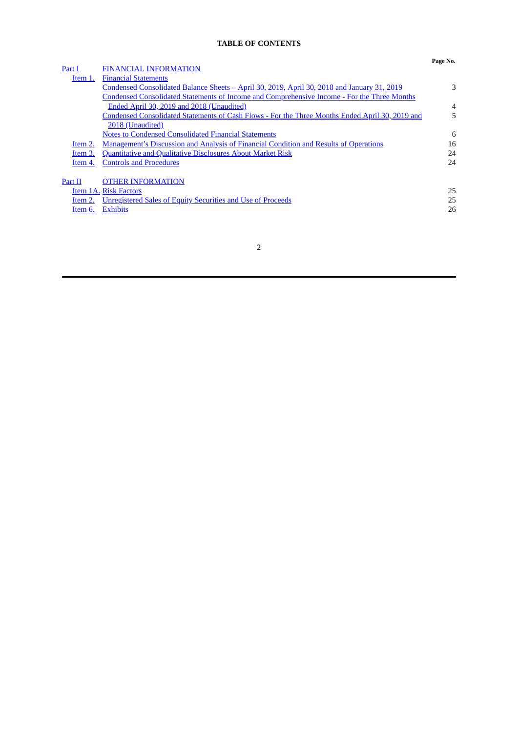**TABLE OF CONTENTS**

| | | Page No. |
|---|---|---|
| Part I | FINANCIAL INFORMATION | |
| Item 1. | Financial Statements | |
| | Condensed Consolidated Balance Sheets – April 30, 2019, April 30, 2018 and January 31, 2019 | 3 |
| | Condensed Consolidated Statements of Income and Comprehensive Income - For the Three Months Ended April 30, 2019 and 2018 (Unaudited) | 4 |
| | Condensed Consolidated Statements of Cash Flows - For the Three Months Ended April 30, 2019 and 2018 (Unaudited) | 5 |
| | Notes to Condensed Consolidated Financial Statements | 6 |
| Item 2. | Management's Discussion and Analysis of Financial Condition and Results of Operations | 16 |
| Item 3. | Quantitative and Qualitative Disclosures About Market Risk | 24 |
| Item 4. | Controls and Procedures | 24 |
| | | |
| Part II | OTHER INFORMATION | |
| Item 1A. | Risk Factors | 25 |
| Item 2. | Unregistered Sales of Equity Securities and Use of Proceeds | 25 |
| Item 6. | Exhibits | 26 |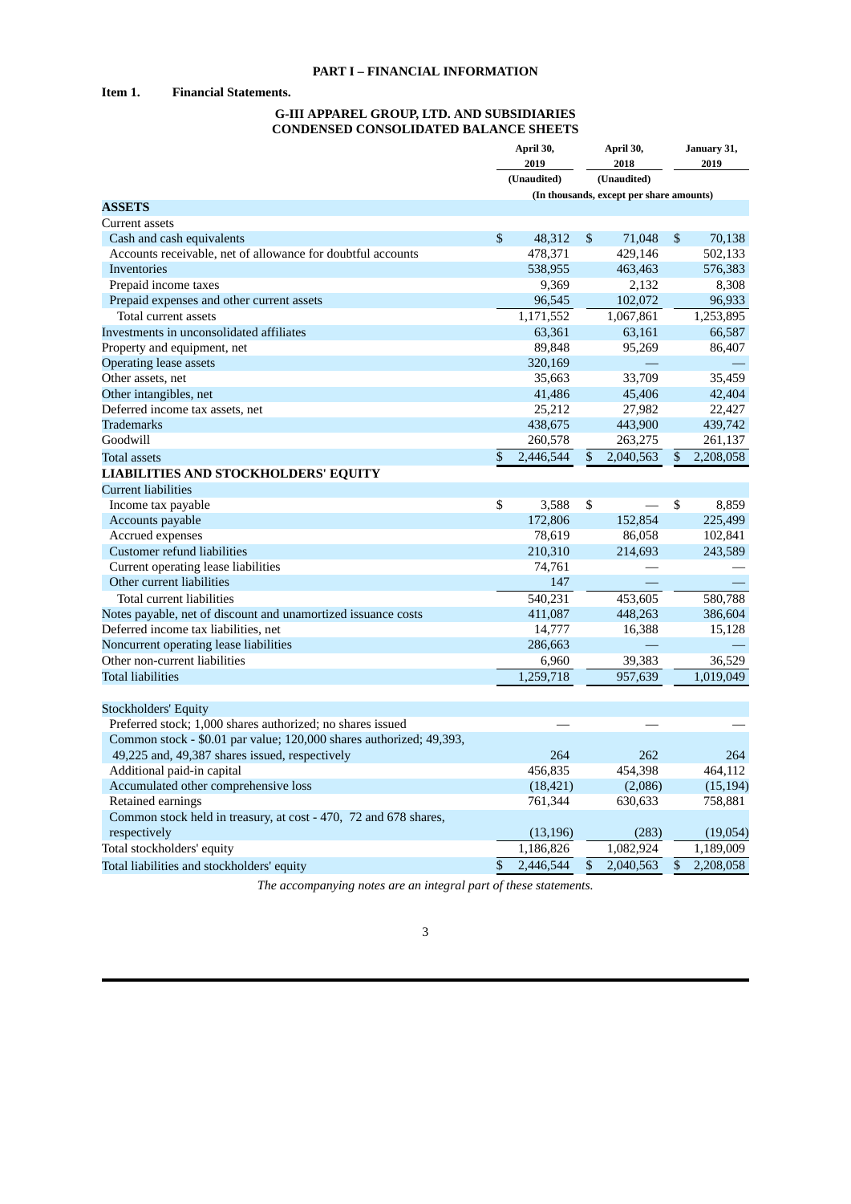# PART I – FINANCIAL INFORMATION

**Item 1. Financial Statements.**

## G-III APPAREL GROUP, LTD. AND SUBSIDIARIES
## CONDENSED CONSOLIDATED BALANCE SHEETS

| | April 30, 2019 | April 30, 2018 | January 31, 2019 |
|---|---|---|---|
| | (Unaudited) | (Unaudited) | |
| | (In thousands, except per share amounts) | | |
| **ASSETS** | | | |
| Current assets | | | |
| Cash and cash equivalents | $ 48,312 | $ 71,048 | $ 70,138 |
| Accounts receivable, net of allowance for doubtful accounts | 478,371 | 429,146 | 502,133 |
| Inventories | 538,955 | 463,463 | 576,383 |
| Prepaid income taxes | 9,369 | 2,132 | 8,308 |
| Prepaid expenses and other current assets | 96,545 | 102,072 | 96,933 |
| Total current assets | 1,171,552 | 1,067,861 | 1,253,895 |
| Investments in unconsolidated affiliates | 63,361 | 63,161 | 66,587 |
| Property and equipment, net | 89,848 | 95,269 | 86,407 |
| Operating lease assets | 320,169 | — | — |
| Other assets, net | 35,663 | 33,709 | 35,459 |
| Other intangibles, net | 41,486 | 45,406 | 42,404 |
| Deferred income tax assets, net | 25,212 | 27,982 | 22,427 |
| Trademarks | 438,675 | 443,900 | 439,742 |
| Goodwill | 260,578 | 263,275 | 261,137 |
| Total assets | $ 2,446,544 | $ 2,040,563 | $ 2,208,058 |
| **LIABILITIES AND STOCKHOLDERS' EQUITY** | | | |
| Current liabilities | | | |
| Income tax payable | $ 3,588 | $ — | $ 8,859 |
| Accounts payable | 172,806 | 152,854 | 225,499 |
| Accrued expenses | 78,619 | 86,058 | 102,841 |
| Customer refund liabilities | 210,310 | 214,693 | 243,589 |
| Current operating lease liabilities | 74,761 | — | — |
| Other current liabilities | 147 | — | — |
| Total current liabilities | 540,231 | 453,605 | 580,788 |
| Notes payable, net of discount and unamortized issuance costs | 411,087 | 448,263 | 386,604 |
| Deferred income tax liabilities, net | 14,777 | 16,388 | 15,128 |
| Noncurrent operating lease liabilities | 286,663 | — | — |
| Other non-current liabilities | 6,960 | 39,383 | 36,529 |
| Total liabilities | 1,259,718 | 957,639 | 1,019,049 |
| | | | |
| Stockholders' Equity | | | |
| Preferred stock; 1,000 shares authorized; no shares issued | — | — | — |
| Common stock - $0.01 par value; 120,000 shares authorized; 49,393, 49,225 and, 49,387 shares issued, respectively | 264 | 262 | 264 |
| Additional paid-in capital | 456,835 | 454,398 | 464,112 |
| Accumulated other comprehensive loss | (18,421) | (2,086) | (15,194) |
| Retained earnings | 761,344 | 630,633 | 758,881 |
| Common stock held in treasury, at cost - 470, 72 and 678 shares, respectively | (13,196) | (283) | (19,054) |
| Total stockholders' equity | 1,186,826 | 1,082,924 | 1,189,009 |
| Total liabilities and stockholders' equity | $ 2,446,544 | $ 2,040,563 | $ 2,208,058 |

*The accompanying notes are an integral part of these statements.*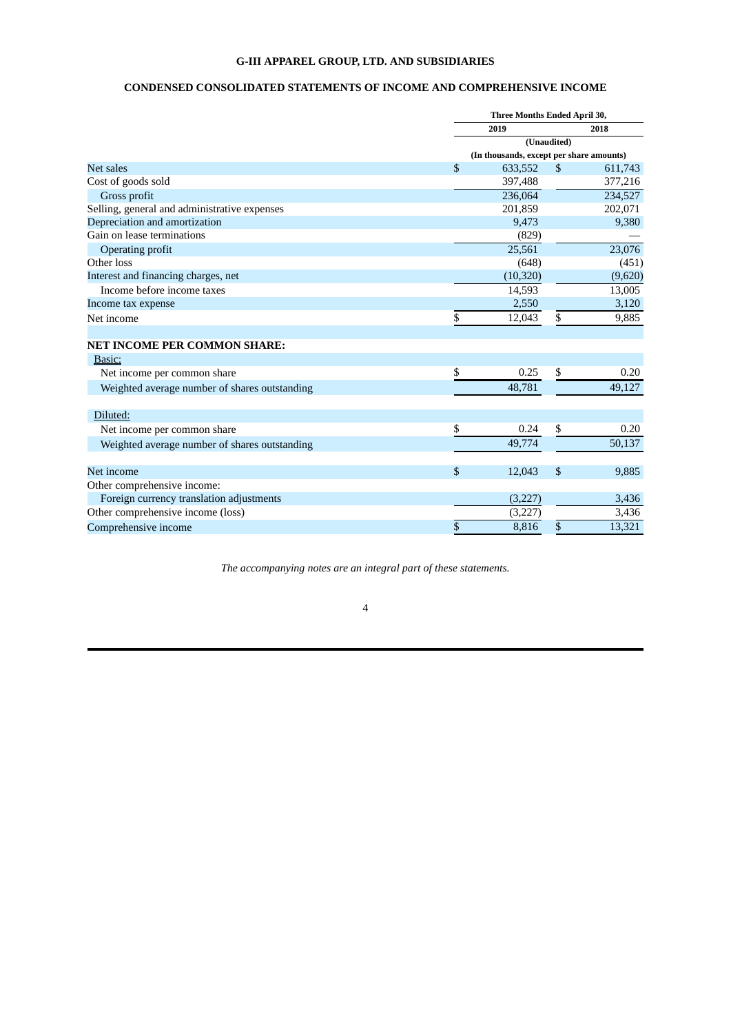# G-III APPAREL GROUP, LTD. AND SUBSIDIARIES

## CONDENSED CONSOLIDATED STATEMENTS OF INCOME AND COMPREHENSIVE INCOME

| | Three Months Ended April 30, | |
|---|---|---|
| | 2019 | 2018 |
| | (Unaudited) | |
| | (In thousands, except per share amounts) | |
| Net sales | $ 633,552 | $ 611,743 |
| Cost of goods sold | 397,488 | 377,216 |
| Gross profit | 236,064 | 234,527 |
| Selling, general and administrative expenses | 201,859 | 202,071 |
| Depreciation and amortization | 9,473 | 9,380 |
| Gain on lease terminations | (829) | — |
| Operating profit | 25,561 | 23,076 |
| Other loss | (648) | (451) |
| Interest and financing charges, net | (10,320) | (9,620) |
| Income before income taxes | 14,593 | 13,005 |
| Income tax expense | 2,550 | 3,120 |
| Net income | $ 12,043 | $ 9,885 |
| | | |
| **NET INCOME PER COMMON SHARE:** | | |
| Basic: | | |
| Net income per common share | $ 0.25 | $ 0.20 |
| Weighted average number of shares outstanding | 48,781 | 49,127 |
| | | |
| Diluted: | | |
| Net income per common share | $ 0.24 | $ 0.20 |
| Weighted average number of shares outstanding | 49,774 | 50,137 |
| | | |
| Net income | $ 12,043 | $ 9,885 |
| Other comprehensive income: | | |
| Foreign currency translation adjustments | (3,227) | 3,436 |
| Other comprehensive income (loss) | (3,227) | 3,436 |
| Comprehensive income | $ 8,816 | $ 13,321 |

*The accompanying notes are an integral part of these statements.*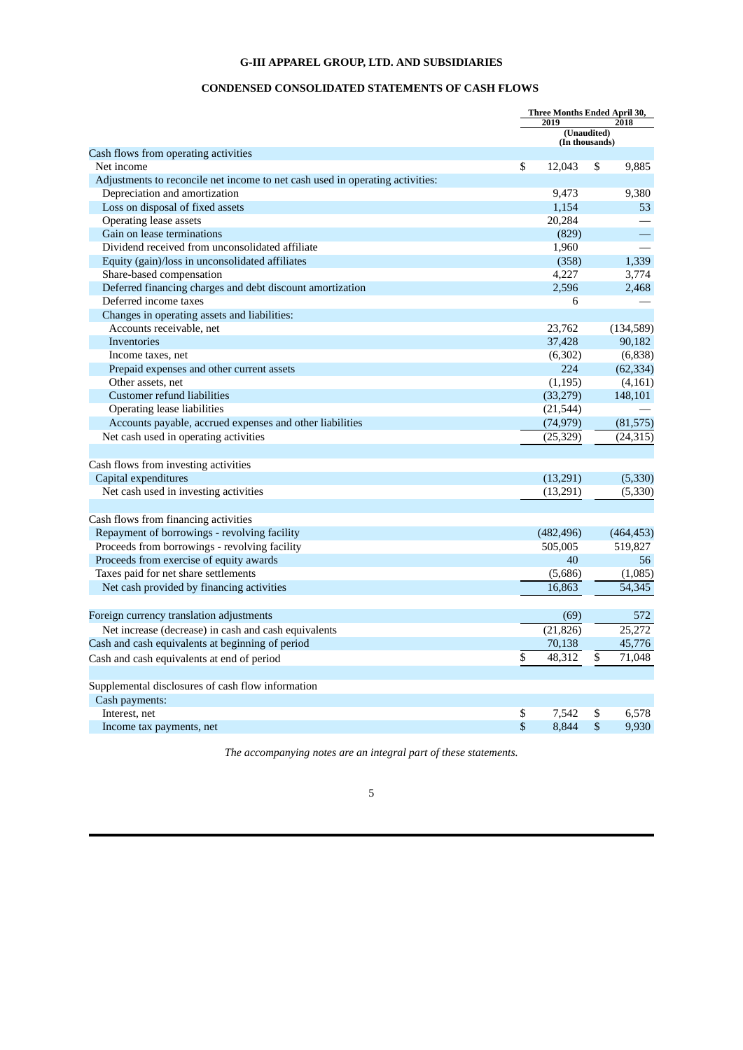# G-III APPAREL GROUP, LTD. AND SUBSIDIARIES

## CONDENSED CONSOLIDATED STATEMENTS OF CASH FLOWS

| | Three Months Ended April 30, 2019 | 2018 |
|---|---|---|
| | (Unaudited) (In thousands) | |
| Cash flows from operating activities | | |
| Net income | $ 12,043 | $ 9,885 |
| Adjustments to reconcile net income to net cash used in operating activities: | | |
| Depreciation and amortization | 9,473 | 9,380 |
| Loss on disposal of fixed assets | 1,154 | 53 |
| Operating lease assets | 20,284 | — |
| Gain on lease terminations | (829) | — |
| Dividend received from unconsolidated affiliate | 1,960 | — |
| Equity (gain)/loss in unconsolidated affiliates | (358) | 1,339 |
| Share-based compensation | 4,227 | 3,774 |
| Deferred financing charges and debt discount amortization | 2,596 | 2,468 |
| Deferred income taxes | 6 | — |
| Changes in operating assets and liabilities: | | |
| Accounts receivable, net | 23,762 | (134,589) |
| Inventories | 37,428 | 90,182 |
| Income taxes, net | (6,302) | (6,838) |
| Prepaid expenses and other current assets | 224 | (62,334) |
| Other assets, net | (1,195) | (4,161) |
| Customer refund liabilities | (33,279) | 148,101 |
| Operating lease liabilities | (21,544) | — |
| Accounts payable, accrued expenses and other liabilities | (74,979) | (81,575) |
| Net cash used in operating activities | (25,329) | (24,315) |
| | | |
| Cash flows from investing activities | | |
| Capital expenditures | (13,291) | (5,330) |
| Net cash used in investing activities | (13,291) | (5,330) |
| | | |
| Cash flows from financing activities | | |
| Repayment of borrowings - revolving facility | (482,496) | (464,453) |
| Proceeds from borrowings - revolving facility | 505,005 | 519,827 |
| Proceeds from exercise of equity awards | 40 | 56 |
| Taxes paid for net share settlements | (5,686) | (1,085) |
| Net cash provided by financing activities | 16,863 | 54,345 |
| | | |
| Foreign currency translation adjustments | (69) | 572 |
| Net increase (decrease) in cash and cash equivalents | (21,826) | 25,272 |
| Cash and cash equivalents at beginning of period | 70,138 | 45,776 |
| Cash and cash equivalents at end of period | $ 48,312 | $ 71,048 |
| | | |
| Supplemental disclosures of cash flow information | | |
| Cash payments: | | |
| Interest, net | $ 7,542 | $ 6,578 |
| Income tax payments, net | $ 8,844 | $ 9,930 |

*The accompanying notes are an integral part of these statements.*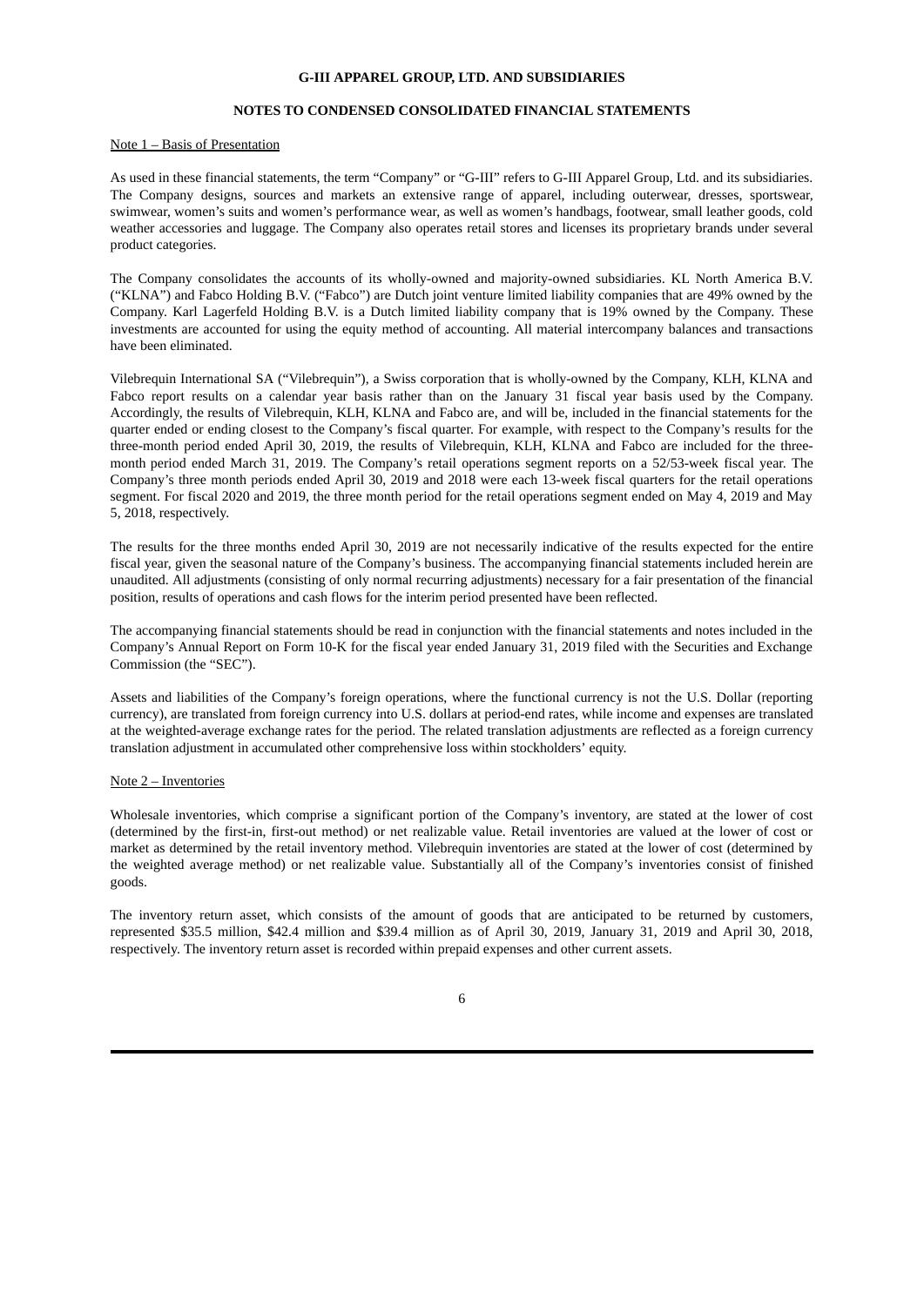**G-III APPAREL GROUP, LTD. AND SUBSIDIARIES**

**NOTES TO CONDENSED CONSOLIDATED FINANCIAL STATEMENTS**

Note 1 – Basis of Presentation

As used in these financial statements, the term "Company" or "G-III" refers to G-III Apparel Group, Ltd. and its subsidiaries. The Company designs, sources and markets an extensive range of apparel, including outerwear, dresses, sportswear, swimwear, women's suits and women's performance wear, as well as women's handbags, footwear, small leather goods, cold weather accessories and luggage. The Company also operates retail stores and licenses its proprietary brands under several product categories.

The Company consolidates the accounts of its wholly-owned and majority-owned subsidiaries. KL North America B.V. ("KLNA") and Fabco Holding B.V. ("Fabco") are Dutch joint venture limited liability companies that are 49% owned by the Company. Karl Lagerfeld Holding B.V. is a Dutch limited liability company that is 19% owned by the Company. These investments are accounted for using the equity method of accounting. All material intercompany balances and transactions have been eliminated.

Vilebrequin International SA ("Vilebrequin"), a Swiss corporation that is wholly-owned by the Company, KLH, KLNA and Fabco report results on a calendar year basis rather than on the January 31 fiscal year basis used by the Company. Accordingly, the results of Vilebrequin, KLH, KLNA and Fabco are, and will be, included in the financial statements for the quarter ended or ending closest to the Company's fiscal quarter. For example, with respect to the Company's results for the three-month period ended April 30, 2019, the results of Vilebrequin, KLH, KLNA and Fabco are included for the three-month period ended March 31, 2019. The Company's retail operations segment reports on a 52/53-week fiscal year. The Company's three month periods ended April 30, 2019 and 2018 were each 13-week fiscal quarters for the retail operations segment. For fiscal 2020 and 2019, the three month period for the retail operations segment ended on May 4, 2019 and May 5, 2018, respectively.

The results for the three months ended April 30, 2019 are not necessarily indicative of the results expected for the entire fiscal year, given the seasonal nature of the Company's business. The accompanying financial statements included herein are unaudited. All adjustments (consisting of only normal recurring adjustments) necessary for a fair presentation of the financial position, results of operations and cash flows for the interim period presented have been reflected.

The accompanying financial statements should be read in conjunction with the financial statements and notes included in the Company's Annual Report on Form 10-K for the fiscal year ended January 31, 2019 filed with the Securities and Exchange Commission (the "SEC").

Assets and liabilities of the Company's foreign operations, where the functional currency is not the U.S. Dollar (reporting currency), are translated from foreign currency into U.S. dollars at period-end rates, while income and expenses are translated at the weighted-average exchange rates for the period. The related translation adjustments are reflected as a foreign currency translation adjustment in accumulated other comprehensive loss within stockholders' equity.

Note 2 – Inventories

Wholesale inventories, which comprise a significant portion of the Company's inventory, are stated at the lower of cost (determined by the first-in, first-out method) or net realizable value. Retail inventories are valued at the lower of cost or market as determined by the retail inventory method. Vilebrequin inventories are stated at the lower of cost (determined by the weighted average method) or net realizable value. Substantially all of the Company's inventories consist of finished goods.

The inventory return asset, which consists of the amount of goods that are anticipated to be returned by customers, represented $35.5 million, $42.4 million and $39.4 million as of April 30, 2019, January 31, 2019 and April 30, 2018, respectively. The inventory return asset is recorded within prepaid expenses and other current assets.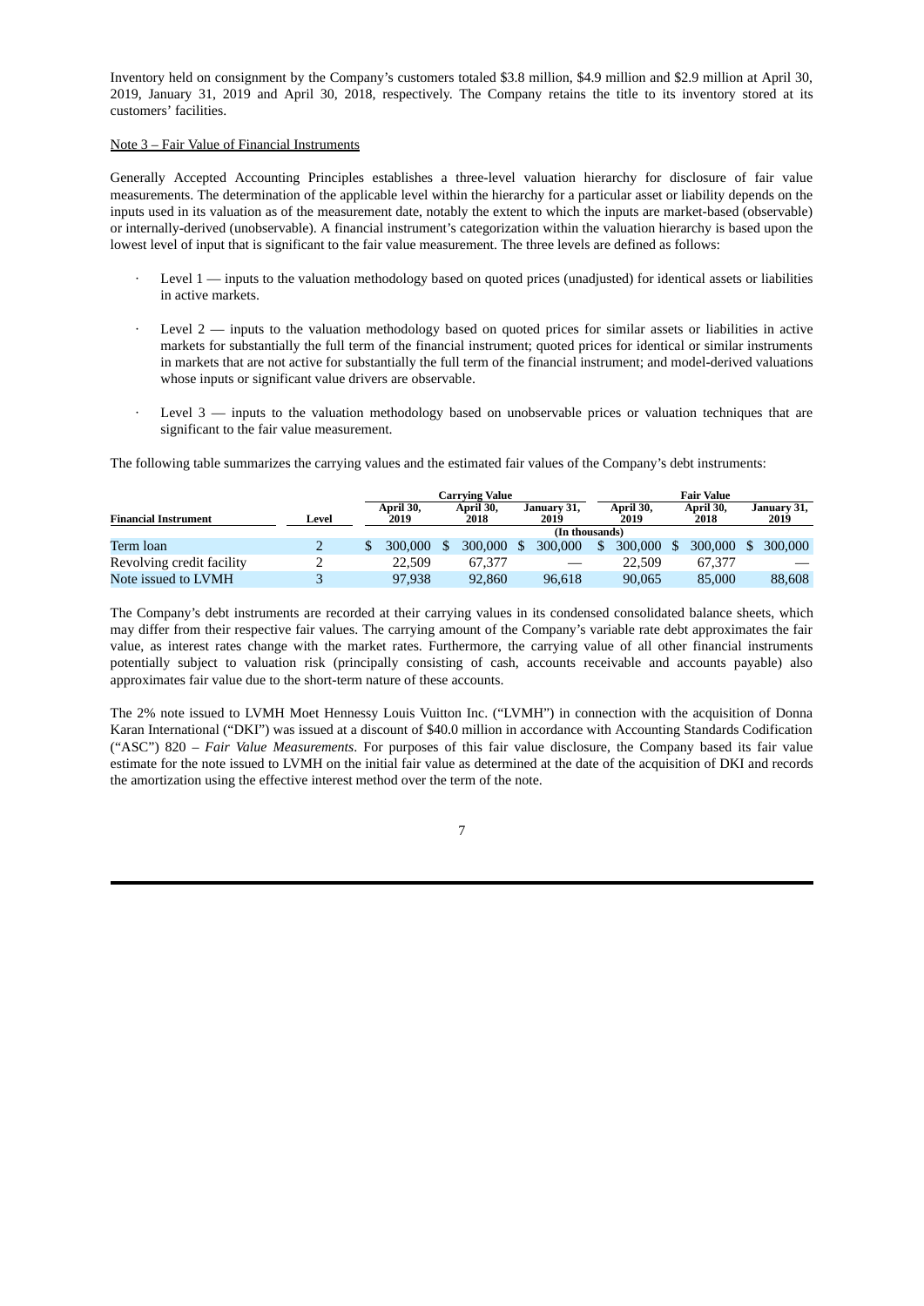Inventory held on consignment by the Company's customers totaled \$3.8 million, \$4.9 million and \$2.9 million at April 30, 2019, January 31, 2019 and April 30, 2018, respectively. The Company retains the title to its inventory stored at its customers' facilities.

Note 3 – Fair Value of Financial Instruments

Generally Accepted Accounting Principles establishes a three-level valuation hierarchy for disclosure of fair value measurements. The determination of the applicable level within the hierarchy for a particular asset or liability depends on the inputs used in its valuation as of the measurement date, notably the extent to which the inputs are market-based (observable) or internally-derived (unobservable). A financial instrument's categorization within the valuation hierarchy is based upon the lowest level of input that is significant to the fair value measurement. The three levels are defined as follows:

- Level 1 — inputs to the valuation methodology based on quoted prices (unadjusted) for identical assets or liabilities in active markets.
- Level 2 — inputs to the valuation methodology based on quoted prices for similar assets or liabilities in active markets for substantially the full term of the financial instrument; quoted prices for identical or similar instruments in markets that are not active for substantially the full term of the financial instrument; and model-derived valuations whose inputs or significant value drivers are observable.
- Level 3 — inputs to the valuation methodology based on unobservable prices or valuation techniques that are significant to the fair value measurement.

The following table summarizes the carrying values and the estimated fair values of the Company's debt instruments:

| | | Carrying Value | | | Fair Value | | |
|---|---|---|---|---|---|---|---|
| **Financial Instrument** | **Level** | **April 30, 2019** | **April 30, 2018** | **January 31, 2019** | **April 30, 2019** | **April 30, 2018** | **January 31, 2019** |
| | | (In thousands) | | | | | |
| Term loan | 2 | \$ 300,000 | \$ 300,000 | \$ 300,000 | \$ 300,000 | \$ 300,000 | \$ 300,000 |
| Revolving credit facility | 2 | 22,509 | 67,377 | — | 22,509 | 67,377 | — |
| Note issued to LVMH | 3 | 97,938 | 92,860 | 96,618 | 90,065 | 85,000 | 88,608 |

The Company's debt instruments are recorded at their carrying values in its condensed consolidated balance sheets, which may differ from their respective fair values. The carrying amount of the Company's variable rate debt approximates the fair value, as interest rates change with the market rates. Furthermore, the carrying value of all other financial instruments potentially subject to valuation risk (principally consisting of cash, accounts receivable and accounts payable) also approximates fair value due to the short-term nature of these accounts.

The 2% note issued to LVMH Moet Hennessy Louis Vuitton Inc. ("LVMH") in connection with the acquisition of Donna Karan International ("DKI") was issued at a discount of \$40.0 million in accordance with Accounting Standards Codification ("ASC") 820 – *Fair Value Measurements*. For purposes of this fair value disclosure, the Company based its fair value estimate for the note issued to LVMH on the initial fair value as determined at the date of the acquisition of DKI and records the amortization using the effective interest method over the term of the note.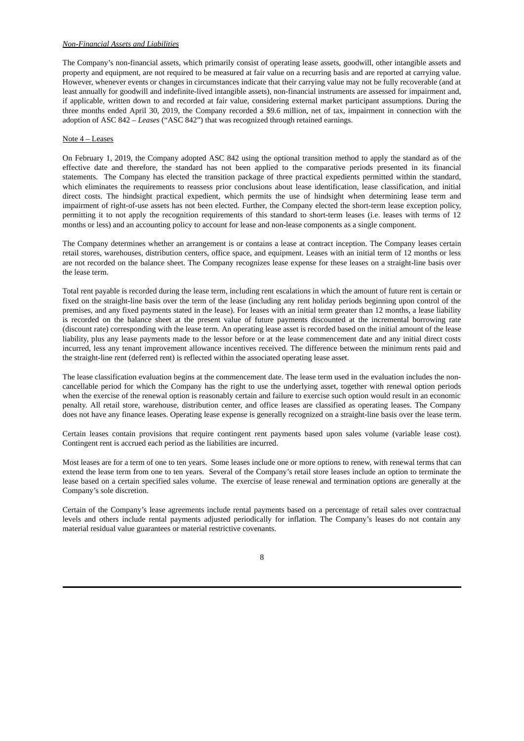*Non-Financial Assets and Liabilities*

The Company's non-financial assets, which primarily consist of operating lease assets, goodwill, other intangible assets and property and equipment, are not required to be measured at fair value on a recurring basis and are reported at carrying value. However, whenever events or changes in circumstances indicate that their carrying value may not be fully recoverable (and at least annually for goodwill and indefinite-lived intangible assets), non-financial instruments are assessed for impairment and, if applicable, written down to and recorded at fair value, considering external market participant assumptions. During the three months ended April 30, 2019, the Company recorded a $9.6 million, net of tax, impairment in connection with the adoption of ASC 842 – *Leases* ("ASC 842") that was recognized through retained earnings.

Note 4 – Leases

On February 1, 2019, the Company adopted ASC 842 using the optional transition method to apply the standard as of the effective date and therefore, the standard has not been applied to the comparative periods presented in its financial statements. The Company has elected the transition package of three practical expedients permitted within the standard, which eliminates the requirements to reassess prior conclusions about lease identification, lease classification, and initial direct costs. The hindsight practical expedient, which permits the use of hindsight when determining lease term and impairment of right-of-use assets has not been elected. Further, the Company elected the short-term lease exception policy, permitting it to not apply the recognition requirements of this standard to short-term leases (i.e. leases with terms of 12 months or less) and an accounting policy to account for lease and non-lease components as a single component.

The Company determines whether an arrangement is or contains a lease at contract inception. The Company leases certain retail stores, warehouses, distribution centers, office space, and equipment. Leases with an initial term of 12 months or less are not recorded on the balance sheet. The Company recognizes lease expense for these leases on a straight-line basis over the lease term.

Total rent payable is recorded during the lease term, including rent escalations in which the amount of future rent is certain or fixed on the straight-line basis over the term of the lease (including any rent holiday periods beginning upon control of the premises, and any fixed payments stated in the lease). For leases with an initial term greater than 12 months, a lease liability is recorded on the balance sheet at the present value of future payments discounted at the incremental borrowing rate (discount rate) corresponding with the lease term. An operating lease asset is recorded based on the initial amount of the lease liability, plus any lease payments made to the lessor before or at the lease commencement date and any initial direct costs incurred, less any tenant improvement allowance incentives received. The difference between the minimum rents paid and the straight-line rent (deferred rent) is reflected within the associated operating lease asset.

The lease classification evaluation begins at the commencement date. The lease term used in the evaluation includes the non-cancellable period for which the Company has the right to use the underlying asset, together with renewal option periods when the exercise of the renewal option is reasonably certain and failure to exercise such option would result in an economic penalty. All retail store, warehouse, distribution center, and office leases are classified as operating leases. The Company does not have any finance leases. Operating lease expense is generally recognized on a straight-line basis over the lease term.

Certain leases contain provisions that require contingent rent payments based upon sales volume (variable lease cost). Contingent rent is accrued each period as the liabilities are incurred.

Most leases are for a term of one to ten years. Some leases include one or more options to renew, with renewal terms that can extend the lease term from one to ten years. Several of the Company's retail store leases include an option to terminate the lease based on a certain specified sales volume. The exercise of lease renewal and termination options are generally at the Company's sole discretion.

Certain of the Company's lease agreements include rental payments based on a percentage of retail sales over contractual levels and others include rental payments adjusted periodically for inflation. The Company's leases do not contain any material residual value guarantees or material restrictive covenants.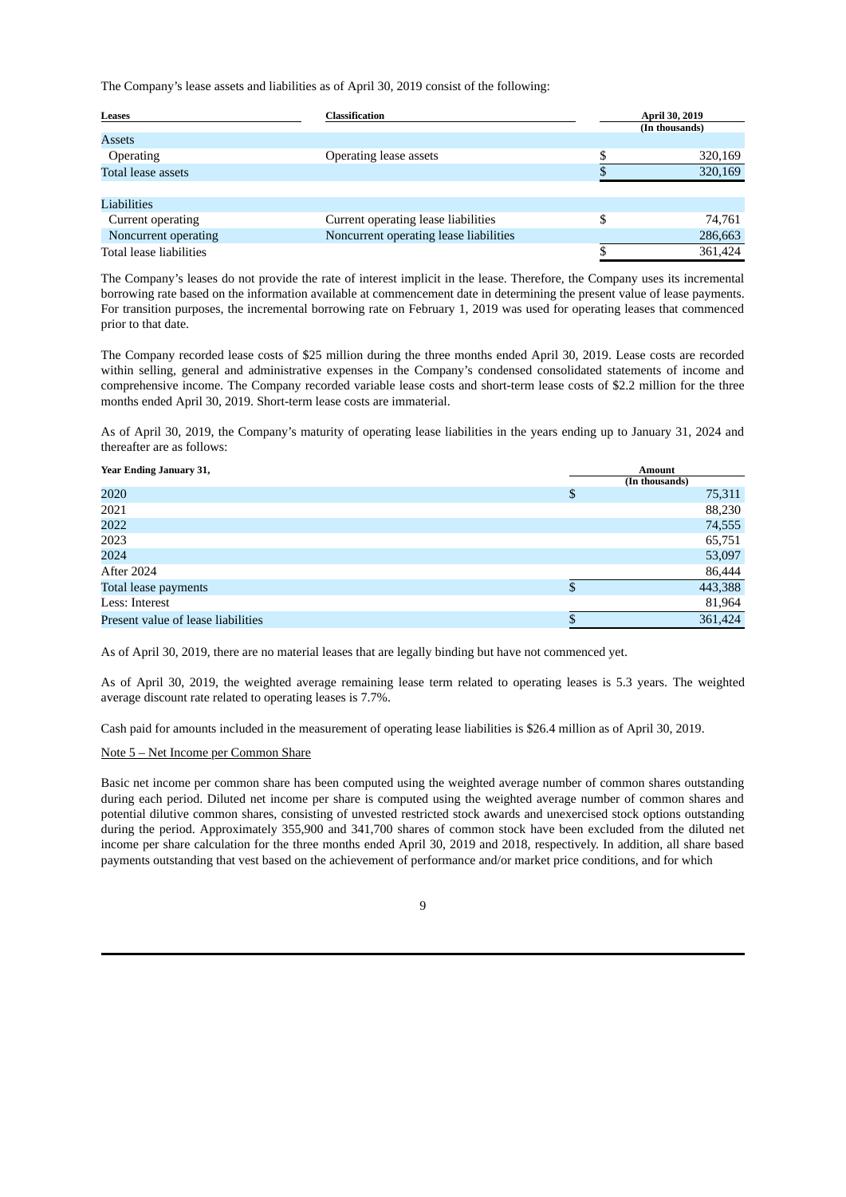The Company's lease assets and liabilities as of April 30, 2019 consist of the following:

| Leases | Classification | April 30, 2019 (In thousands) |
|---|---|---|
| Assets | | |
| Operating | Operating lease assets | $ 320,169 |
| Total lease assets | | $ 320,169 |
| | | |
| Liabilities | | |
| Current operating | Current operating lease liabilities | $ 74,761 |
| Noncurrent operating | Noncurrent operating lease liabilities | 286,663 |
| Total lease liabilities | | $ 361,424 |

The Company's leases do not provide the rate of interest implicit in the lease. Therefore, the Company uses its incremental borrowing rate based on the information available at commencement date in determining the present value of lease payments. For transition purposes, the incremental borrowing rate on February 1, 2019 was used for operating leases that commenced prior to that date.

The Company recorded lease costs of $25 million during the three months ended April 30, 2019. Lease costs are recorded within selling, general and administrative expenses in the Company's condensed consolidated statements of income and comprehensive income. The Company recorded variable lease costs and short-term lease costs of $2.2 million for the three months ended April 30, 2019. Short-term lease costs are immaterial.

As of April 30, 2019, the Company's maturity of operating lease liabilities in the years ending up to January 31, 2024 and thereafter are as follows:

| Year Ending January 31, | Amount (In thousands) |
|---|---|
| 2020 | $ 75,311 |
| 2021 | 88,230 |
| 2022 | 74,555 |
| 2023 | 65,751 |
| 2024 | 53,097 |
| After 2024 | 86,444 |
| Total lease payments | $ 443,388 |
| Less: Interest | 81,964 |
| Present value of lease liabilities | $ 361,424 |

As of April 30, 2019, there are no material leases that are legally binding but have not commenced yet.

As of April 30, 2019, the weighted average remaining lease term related to operating leases is 5.3 years. The weighted average discount rate related to operating leases is 7.7%.

Cash paid for amounts included in the measurement of operating lease liabilities is $26.4 million as of April 30, 2019.

Note 5 – Net Income per Common Share

Basic net income per common share has been computed using the weighted average number of common shares outstanding during each period. Diluted net income per share is computed using the weighted average number of common shares and potential dilutive common shares, consisting of unvested restricted stock awards and unexercised stock options outstanding during the period. Approximately 355,900 and 341,700 shares of common stock have been excluded from the diluted net income per share calculation for the three months ended April 30, 2019 and 2018, respectively. In addition, all share based payments outstanding that vest based on the achievement of performance and/or market price conditions, and for which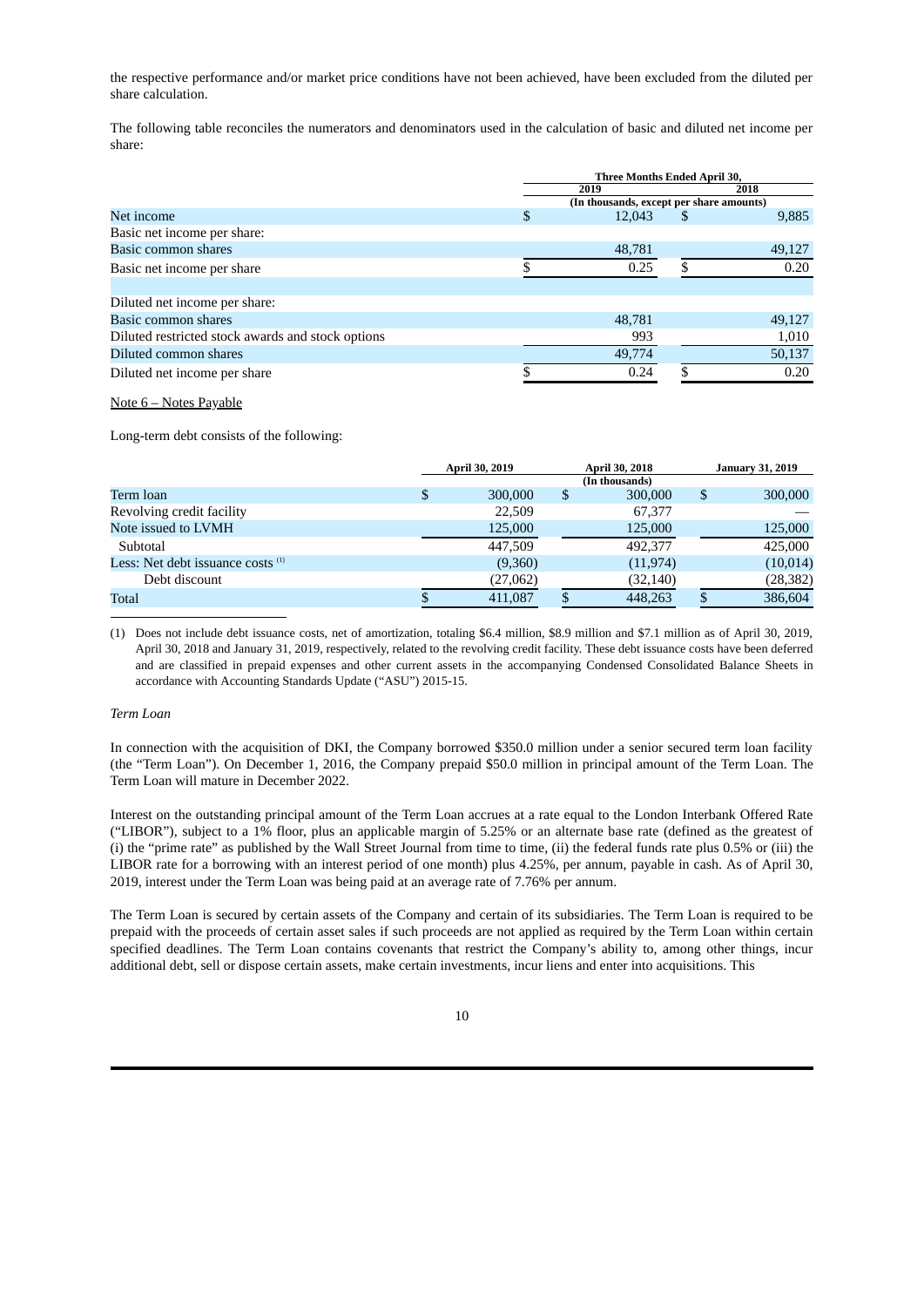the respective performance and/or market price conditions have not been achieved, have been excluded from the diluted per share calculation.

The following table reconciles the numerators and denominators used in the calculation of basic and diluted net income per share:

| | Three Months Ended April 30, | |
|---|---|---|
| | 2019 | 2018 |
| | (In thousands, except per share amounts) | |
| Net income | $ 12,043 | $ 9,885 |
| Basic net income per share: | | |
| Basic common shares | 48,781 | 49,127 |
| Basic net income per share | $ 0.25 | $ 0.20 |
| | | |
| Diluted net income per share: | | |
| Basic common shares | 48,781 | 49,127 |
| Diluted restricted stock awards and stock options | 993 | 1,010 |
| Diluted common shares | 49,774 | 50,137 |
| Diluted net income per share | $ 0.24 | $ 0.20 |

Note 6 – Notes Payable

Long-term debt consists of the following:

| | April 30, 2019 | April 30, 2018 | January 31, 2019 |
|---|---|---|---|
| | | (In thousands) | |
| Term loan | $ 300,000 | $ 300,000 | $ 300,000 |
| Revolving credit facility | 22,509 | 67,377 | — |
| Note issued to LVMH | 125,000 | 125,000 | 125,000 |
| Subtotal | 447,509 | 492,377 | 425,000 |
| Less: Net debt issuance costs [(1)] | (9,360) | (11,974) | (10,014) |
| Debt discount | (27,062) | (32,140) | (28,382) |
| Total | $ 411,087 | $ 448,263 | $ 386,604 |

(1) Does not include debt issuance costs, net of amortization, totaling \$6.4 million, \$8.9 million and \$7.1 million as of April 30, 2019, April 30, 2018 and January 31, 2019, respectively, related to the revolving credit facility. These debt issuance costs have been deferred and are classified in prepaid expenses and other current assets in the accompanying Condensed Consolidated Balance Sheets in accordance with Accounting Standards Update ("ASU") 2015-15.

*Term Loan*

In connection with the acquisition of DKI, the Company borrowed \$350.0 million under a senior secured term loan facility (the "Term Loan"). On December 1, 2016, the Company prepaid \$50.0 million in principal amount of the Term Loan. The Term Loan will mature in December 2022.

Interest on the outstanding principal amount of the Term Loan accrues at a rate equal to the London Interbank Offered Rate ("LIBOR"), subject to a 1% floor, plus an applicable margin of 5.25% or an alternate base rate (defined as the greatest of (i) the "prime rate" as published by the Wall Street Journal from time to time, (ii) the federal funds rate plus 0.5% or (iii) the LIBOR rate for a borrowing with an interest period of one month) plus 4.25%, per annum, payable in cash. As of April 30, 2019, interest under the Term Loan was being paid at an average rate of 7.76% per annum.

The Term Loan is secured by certain assets of the Company and certain of its subsidiaries. The Term Loan is required to be prepaid with the proceeds of certain asset sales if such proceeds are not applied as required by the Term Loan within certain specified deadlines. The Term Loan contains covenants that restrict the Company's ability to, among other things, incur additional debt, sell or dispose certain assets, make certain investments, incur liens and enter into acquisitions. This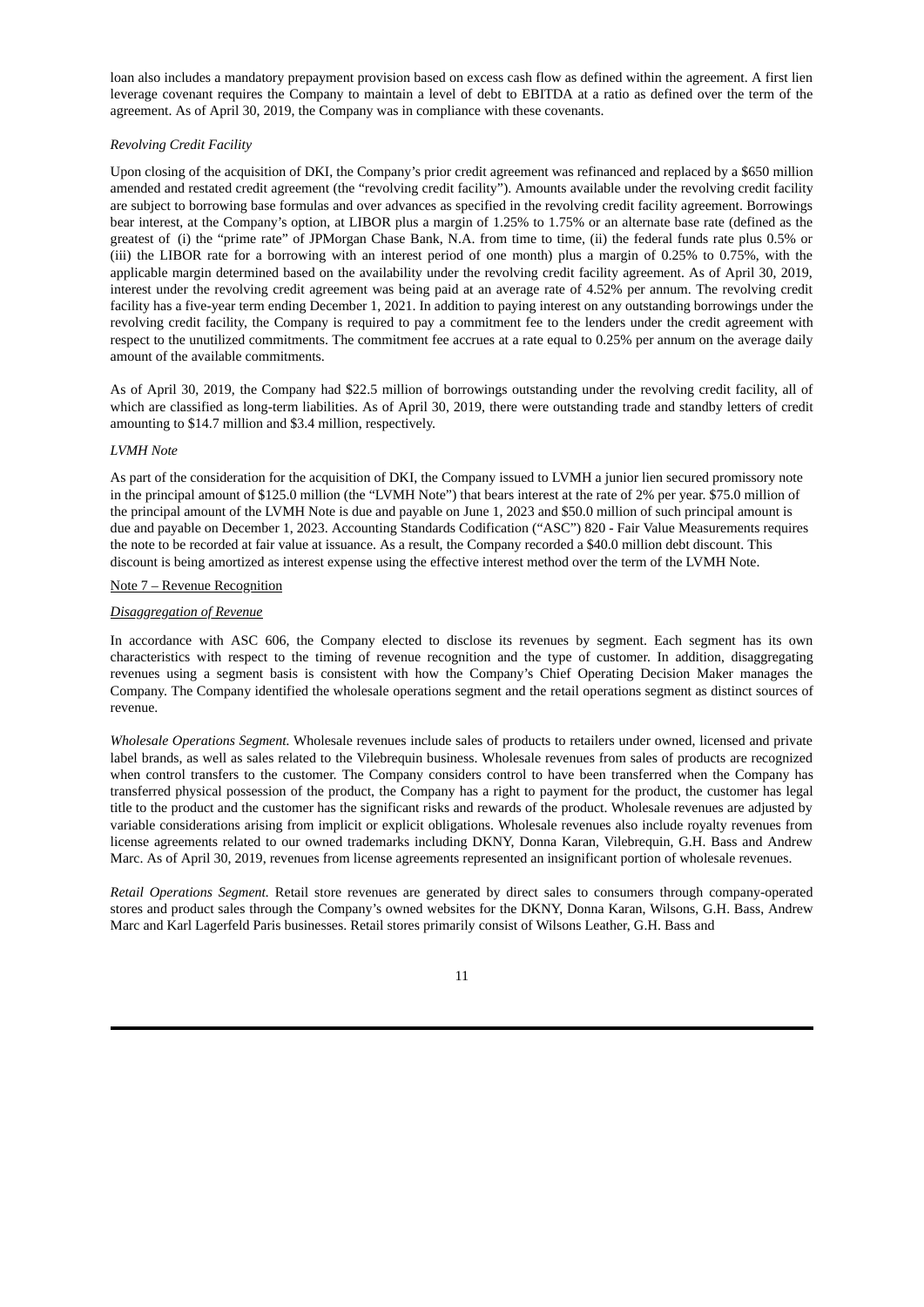loan also includes a mandatory prepayment provision based on excess cash flow as defined within the agreement. A first lien leverage covenant requires the Company to maintain a level of debt to EBITDA at a ratio as defined over the term of the agreement. As of April 30, 2019, the Company was in compliance with these covenants.

*Revolving Credit Facility*

Upon closing of the acquisition of DKI, the Company's prior credit agreement was refinanced and replaced by a $650 million amended and restated credit agreement (the "revolving credit facility"). Amounts available under the revolving credit facility are subject to borrowing base formulas and over advances as specified in the revolving credit facility agreement. Borrowings bear interest, at the Company's option, at LIBOR plus a margin of 1.25% to 1.75% or an alternate base rate (defined as the greatest of (i) the "prime rate" of JPMorgan Chase Bank, N.A. from time to time, (ii) the federal funds rate plus 0.5% or (iii) the LIBOR rate for a borrowing with an interest period of one month) plus a margin of 0.25% to 0.75%, with the applicable margin determined based on the availability under the revolving credit facility agreement. As of April 30, 2019, interest under the revolving credit agreement was being paid at an average rate of 4.52% per annum. The revolving credit facility has a five-year term ending December 1, 2021. In addition to paying interest on any outstanding borrowings under the revolving credit facility, the Company is required to pay a commitment fee to the lenders under the credit agreement with respect to the unutilized commitments. The commitment fee accrues at a rate equal to 0.25% per annum on the average daily amount of the available commitments.

As of April 30, 2019, the Company had $22.5 million of borrowings outstanding under the revolving credit facility, all of which are classified as long-term liabilities. As of April 30, 2019, there were outstanding trade and standby letters of credit amounting to $14.7 million and $3.4 million, respectively.

*LVMH Note*

As part of the consideration for the acquisition of DKI, the Company issued to LVMH a junior lien secured promissory note in the principal amount of $125.0 million (the "LVMH Note") that bears interest at the rate of 2% per year. $75.0 million of the principal amount of the LVMH Note is due and payable on June 1, 2023 and $50.0 million of such principal amount is due and payable on December 1, 2023. Accounting Standards Codification ("ASC") 820 - Fair Value Measurements requires the note to be recorded at fair value at issuance. As a result, the Company recorded a $40.0 million debt discount. This discount is being amortized as interest expense using the effective interest method over the term of the LVMH Note.

## Note 7 – Revenue Recognition

*Disaggregation of Revenue*

In accordance with ASC 606, the Company elected to disclose its revenues by segment. Each segment has its own characteristics with respect to the timing of revenue recognition and the type of customer. In addition, disaggregating revenues using a segment basis is consistent with how the Company's Chief Operating Decision Maker manages the Company. The Company identified the wholesale operations segment and the retail operations segment as distinct sources of revenue.

*Wholesale Operations Segment.* Wholesale revenues include sales of products to retailers under owned, licensed and private label brands, as well as sales related to the Vilebrequin business. Wholesale revenues from sales of products are recognized when control transfers to the customer. The Company considers control to have been transferred when the Company has transferred physical possession of the product, the Company has a right to payment for the product, the customer has legal title to the product and the customer has the significant risks and rewards of the product. Wholesale revenues are adjusted by variable considerations arising from implicit or explicit obligations. Wholesale revenues also include royalty revenues from license agreements related to our owned trademarks including DKNY, Donna Karan, Vilebrequin, G.H. Bass and Andrew Marc. As of April 30, 2019, revenues from license agreements represented an insignificant portion of wholesale revenues.

*Retail Operations Segment.* Retail store revenues are generated by direct sales to consumers through company-operated stores and product sales through the Company's owned websites for the DKNY, Donna Karan, Wilsons, G.H. Bass, Andrew Marc and Karl Lagerfeld Paris businesses. Retail stores primarily consist of Wilsons Leather, G.H. Bass and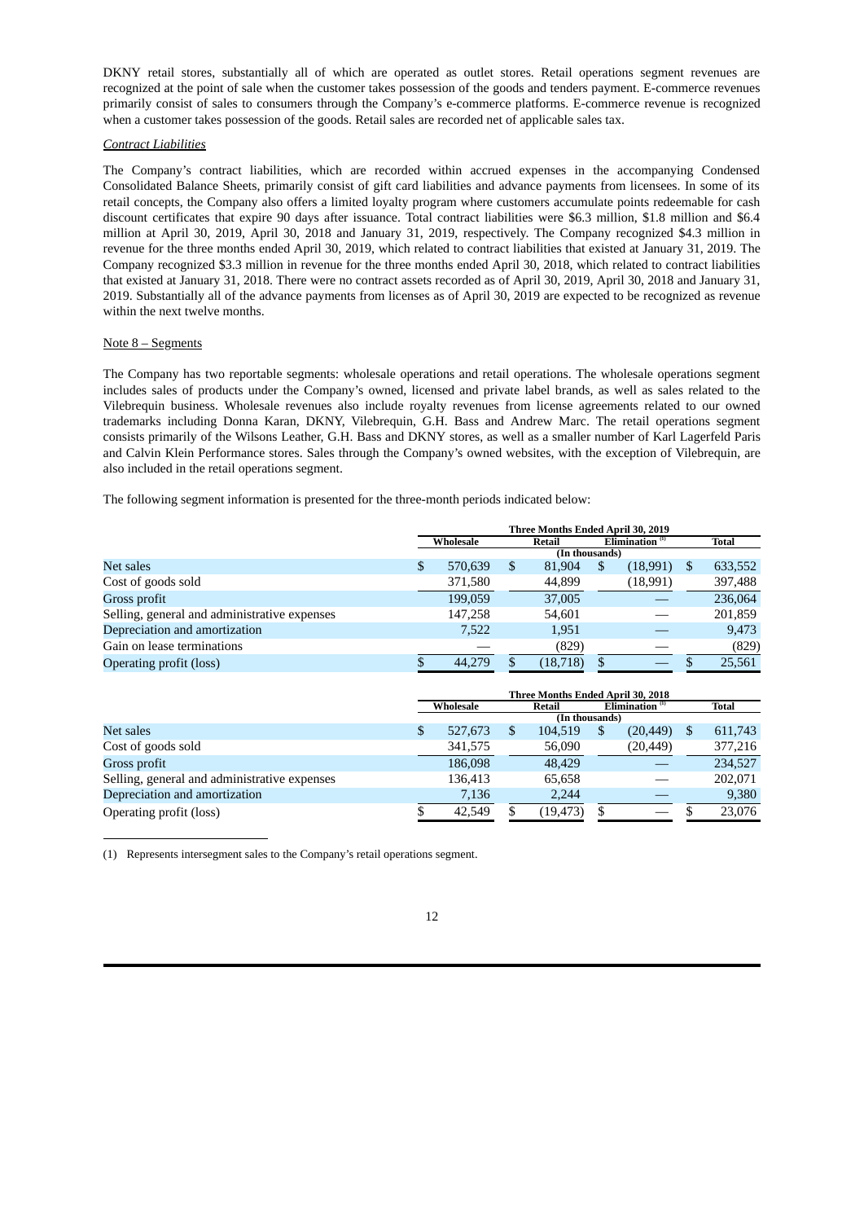DKNY retail stores, substantially all of which are operated as outlet stores. Retail operations segment revenues are recognized at the point of sale when the customer takes possession of the goods and tenders payment. E-commerce revenues primarily consist of sales to consumers through the Company's e-commerce platforms. E-commerce revenue is recognized when a customer takes possession of the goods. Retail sales are recorded net of applicable sales tax.

*Contract Liabilities*

The Company's contract liabilities, which are recorded within accrued expenses in the accompanying Condensed Consolidated Balance Sheets, primarily consist of gift card liabilities and advance payments from licensees. In some of its retail concepts, the Company also offers a limited loyalty program where customers accumulate points redeemable for cash discount certificates that expire 90 days after issuance. Total contract liabilities were $6.3 million, $1.8 million and $6.4 million at April 30, 2019, April 30, 2018 and January 31, 2019, respectively. The Company recognized $4.3 million in revenue for the three months ended April 30, 2019, which related to contract liabilities that existed at January 31, 2019. The Company recognized $3.3 million in revenue for the three months ended April 30, 2018, which related to contract liabilities that existed at January 31, 2018. There were no contract assets recorded as of April 30, 2019, April 30, 2018 and January 31, 2019. Substantially all of the advance payments from licenses as of April 30, 2019 are expected to be recognized as revenue within the next twelve months.

## Note 8 – Segments

The Company has two reportable segments: wholesale operations and retail operations. The wholesale operations segment includes sales of products under the Company's owned, licensed and private label brands, as well as sales related to the Vilebrequin business. Wholesale revenues also include royalty revenues from license agreements related to our owned trademarks including Donna Karan, DKNY, Vilebrequin, G.H. Bass and Andrew Marc. The retail operations segment consists primarily of the Wilsons Leather, G.H. Bass and DKNY stores, as well as a smaller number of Karl Lagerfeld Paris and Calvin Klein Performance stores. Sales through the Company's owned websites, with the exception of Vilebrequin, are also included in the retail operations segment.

The following segment information is presented for the three-month periods indicated below:

| | Three Months Ended April 30, 2019 | | | |
|---|---|---|---|---|
| | Wholesale | Retail | Elimination [1] | Total |
| | (In thousands) | | | |
| Net sales | $ 570,639 | $ 81,904 | $ (18,991) | $ 633,552 |
| Cost of goods sold | 371,580 | 44,899 | (18,991) | 397,488 |
| Gross profit | 199,059 | 37,005 | — | 236,064 |
| Selling, general and administrative expenses | 147,258 | 54,601 | — | 201,859 |
| Depreciation and amortization | 7,522 | 1,951 | — | 9,473 |
| Gain on lease terminations | — | (829) | — | (829) |
| Operating profit (loss) | $ 44,279 | $ (18,718) | $ — | $ 25,561 |

| | Three Months Ended April 30, 2018 | | | |
|---|---|---|---|---|
| | Wholesale | Retail | Elimination [1] | Total |
| | (In thousands) | | | |
| Net sales | $ 527,673 | $ 104,519 | $ (20,449) | $ 611,743 |
| Cost of goods sold | 341,575 | 56,090 | (20,449) | 377,216 |
| Gross profit | 186,098 | 48,429 | — | 234,527 |
| Selling, general and administrative expenses | 136,413 | 65,658 | — | 202,071 |
| Depreciation and amortization | 7,136 | 2,244 | — | 9,380 |
| Operating profit (loss) | $ 42,549 | $ (19,473) | $ — | $ 23,076 |

(1) Represents intersegment sales to the Company's retail operations segment.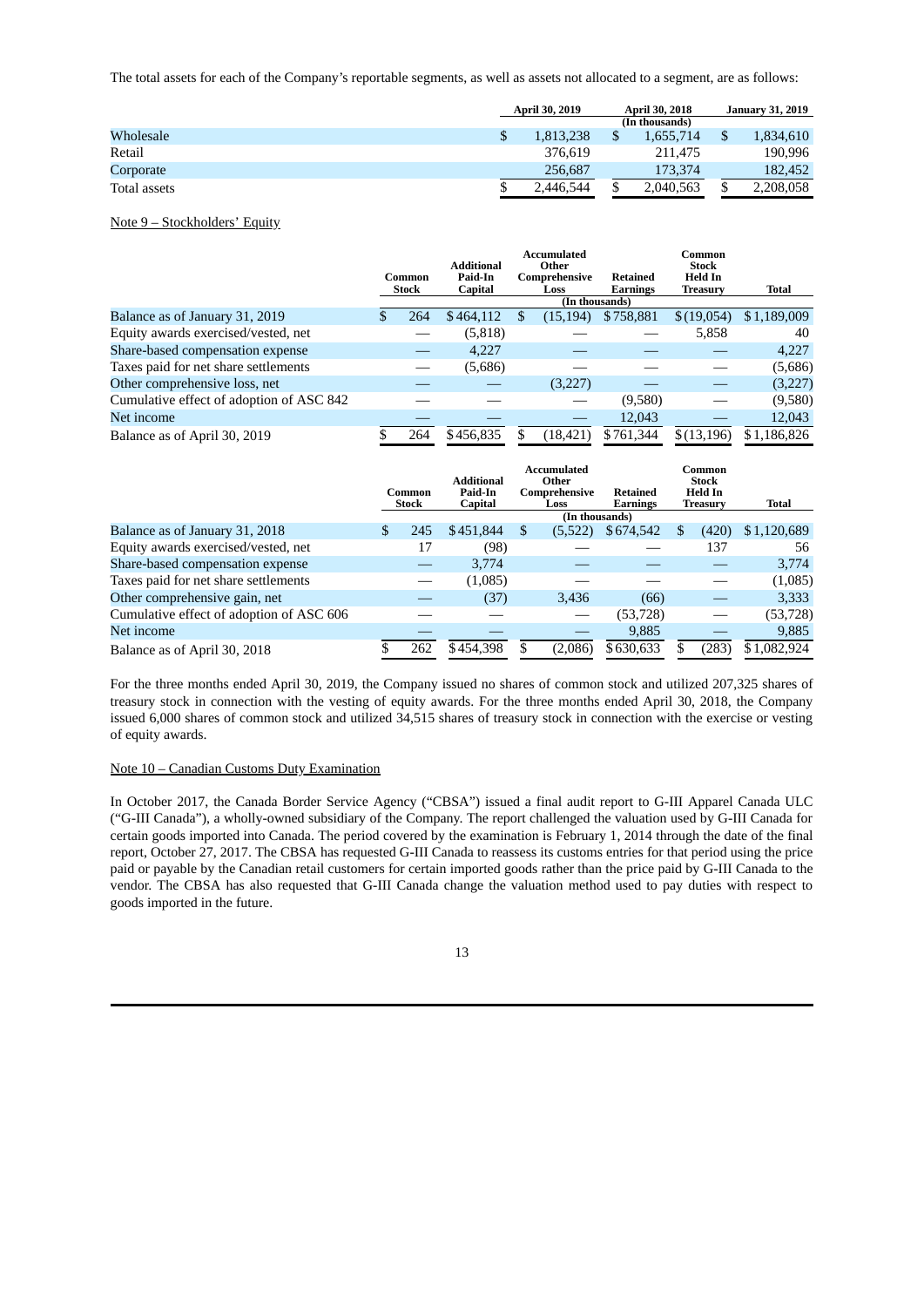The total assets for each of the Company's reportable segments, as well as assets not allocated to a segment, are as follows:

| | April 30, 2019 | April 30, 2018 | January 31, 2019 |
|---|---|---|---|
| | | (In thousands) | |
| Wholesale | $ 1,813,238 | $ 1,655,714 | $ 1,834,610 |
| Retail | 376,619 | 211,475 | 190,996 |
| Corporate | 256,687 | 173,374 | 182,452 |
| Total assets | $ 2,446,544 | $ 2,040,563 | $ 2,208,058 |

Note 9 – Stockholders' Equity

| | Common Stock | Additional Paid-In Capital | Accumulated Other Comprehensive Loss | Retained Earnings | Common Stock Held In Treasury | Total |
|---|---|---|---|---|---|---|
| | | | (In thousands) | | | |
| Balance as of January 31, 2019 | $ 264 | $ 464,112 | $ (15,194) | $ 758,881 | $ (19,054) | $ 1,189,009 |
| Equity awards exercised/vested, net | — | (5,818) | — | — | 5,858 | 40 |
| Share-based compensation expense | — | 4,227 | — | — | — | 4,227 |
| Taxes paid for net share settlements | — | (5,686) | — | — | — | (5,686) |
| Other comprehensive loss, net | — | — | (3,227) | — | — | (3,227) |
| Cumulative effect of adoption of ASC 842 | — | — | — | (9,580) | — | (9,580) |
| Net income | — | — | — | 12,043 | — | 12,043 |
| Balance as of April 30, 2019 | $ 264 | $ 456,835 | $ (18,421) | $ 761,344 | $ (13,196) | $ 1,186,826 |

| | Common Stock | Additional Paid-In Capital | Accumulated Other Comprehensive Loss | Retained Earnings | Common Stock Held In Treasury | Total |
|---|---|---|---|---|---|---|
| | | | (In thousands) | | | |
| Balance as of January 31, 2018 | $ 245 | $ 451,844 | $ (5,522) | $ 674,542 | $ (420) | $ 1,120,689 |
| Equity awards exercised/vested, net | 17 | (98) | — | — | 137 | 56 |
| Share-based compensation expense | — | 3,774 | — | — | — | 3,774 |
| Taxes paid for net share settlements | — | (1,085) | — | — | — | (1,085) |
| Other comprehensive gain, net | — | (37) | 3,436 | (66) | — | 3,333 |
| Cumulative effect of adoption of ASC 606 | — | — | — | (53,728) | — | (53,728) |
| Net income | — | — | — | 9,885 | — | 9,885 |
| Balance as of April 30, 2018 | $ 262 | $ 454,398 | $ (2,086) | $ 630,633 | $ (283) | $ 1,082,924 |

For the three months ended April 30, 2019, the Company issued no shares of common stock and utilized 207,325 shares of treasury stock in connection with the vesting of equity awards. For the three months ended April 30, 2018, the Company issued 6,000 shares of common stock and utilized 34,515 shares of treasury stock in connection with the exercise or vesting of equity awards.

Note 10 – Canadian Customs Duty Examination

In October 2017, the Canada Border Service Agency ("CBSA") issued a final audit report to G-III Apparel Canada ULC ("G-III Canada"), a wholly-owned subsidiary of the Company. The report challenged the valuation used by G-III Canada for certain goods imported into Canada. The period covered by the examination is February 1, 2014 through the date of the final report, October 27, 2017. The CBSA has requested G-III Canada to reassess its customs entries for that period using the price paid or payable by the Canadian retail customers for certain imported goods rather than the price paid by G-III Canada to the vendor. The CBSA has also requested that G-III Canada change the valuation method used to pay duties with respect to goods imported in the future.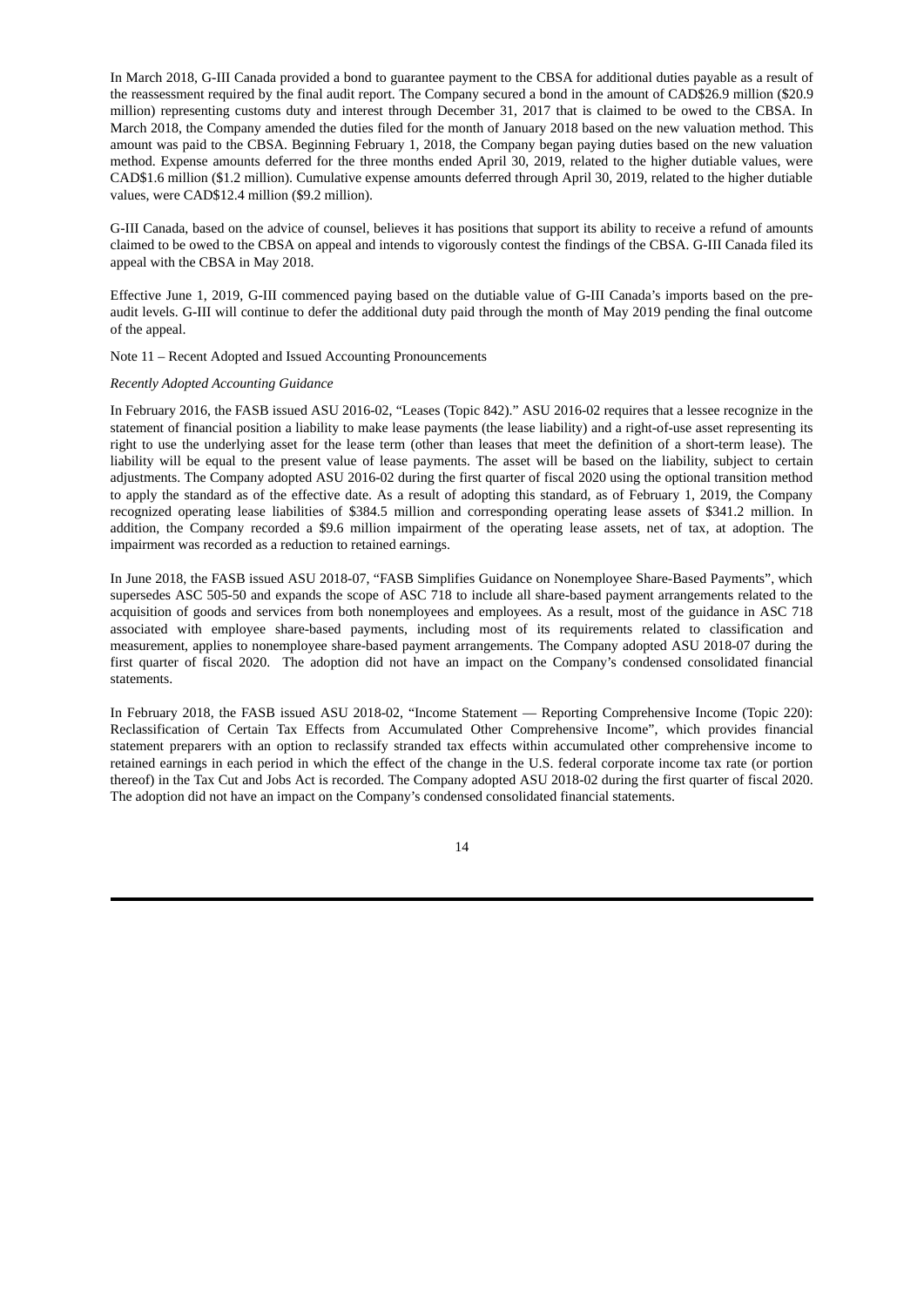In March 2018, G-III Canada provided a bond to guarantee payment to the CBSA for additional duties payable as a result of the reassessment required by the final audit report. The Company secured a bond in the amount of CAD$26.9 million ($20.9 million) representing customs duty and interest through December 31, 2017 that is claimed to be owed to the CBSA. In March 2018, the Company amended the duties filed for the month of January 2018 based on the new valuation method. This amount was paid to the CBSA. Beginning February 1, 2018, the Company began paying duties based on the new valuation method. Expense amounts deferred for the three months ended April 30, 2019, related to the higher dutiable values, were CAD$1.6 million ($1.2 million). Cumulative expense amounts deferred through April 30, 2019, related to the higher dutiable values, were CAD$12.4 million ($9.2 million).

G-III Canada, based on the advice of counsel, believes it has positions that support its ability to receive a refund of amounts claimed to be owed to the CBSA on appeal and intends to vigorously contest the findings of the CBSA. G-III Canada filed its appeal with the CBSA in May 2018.

Effective June 1, 2019, G-III commenced paying based on the dutiable value of G-III Canada's imports based on the pre-audit levels. G-III will continue to defer the additional duty paid through the month of May 2019 pending the final outcome of the appeal.

Note 11 – Recent Adopted and Issued Accounting Pronouncements

*Recently Adopted Accounting Guidance*

In February 2016, the FASB issued ASU 2016-02, "Leases (Topic 842)." ASU 2016-02 requires that a lessee recognize in the statement of financial position a liability to make lease payments (the lease liability) and a right-of-use asset representing its right to use the underlying asset for the lease term (other than leases that meet the definition of a short-term lease). The liability will be equal to the present value of lease payments. The asset will be based on the liability, subject to certain adjustments. The Company adopted ASU 2016-02 during the first quarter of fiscal 2020 using the optional transition method to apply the standard as of the effective date. As a result of adopting this standard, as of February 1, 2019, the Company recognized operating lease liabilities of $384.5 million and corresponding operating lease assets of $341.2 million. In addition, the Company recorded a $9.6 million impairment of the operating lease assets, net of tax, at adoption. The impairment was recorded as a reduction to retained earnings.

In June 2018, the FASB issued ASU 2018-07, "FASB Simplifies Guidance on Nonemployee Share-Based Payments", which supersedes ASC 505-50 and expands the scope of ASC 718 to include all share-based payment arrangements related to the acquisition of goods and services from both nonemployees and employees. As a result, most of the guidance in ASC 718 associated with employee share-based payments, including most of its requirements related to classification and measurement, applies to nonemployee share-based payment arrangements. The Company adopted ASU 2018-07 during the first quarter of fiscal 2020. The adoption did not have an impact on the Company's condensed consolidated financial statements.

In February 2018, the FASB issued ASU 2018-02, "Income Statement — Reporting Comprehensive Income (Topic 220): Reclassification of Certain Tax Effects from Accumulated Other Comprehensive Income", which provides financial statement preparers with an option to reclassify stranded tax effects within accumulated other comprehensive income to retained earnings in each period in which the effect of the change in the U.S. federal corporate income tax rate (or portion thereof) in the Tax Cut and Jobs Act is recorded. The Company adopted ASU 2018-02 during the first quarter of fiscal 2020. The adoption did not have an impact on the Company's condensed consolidated financial statements.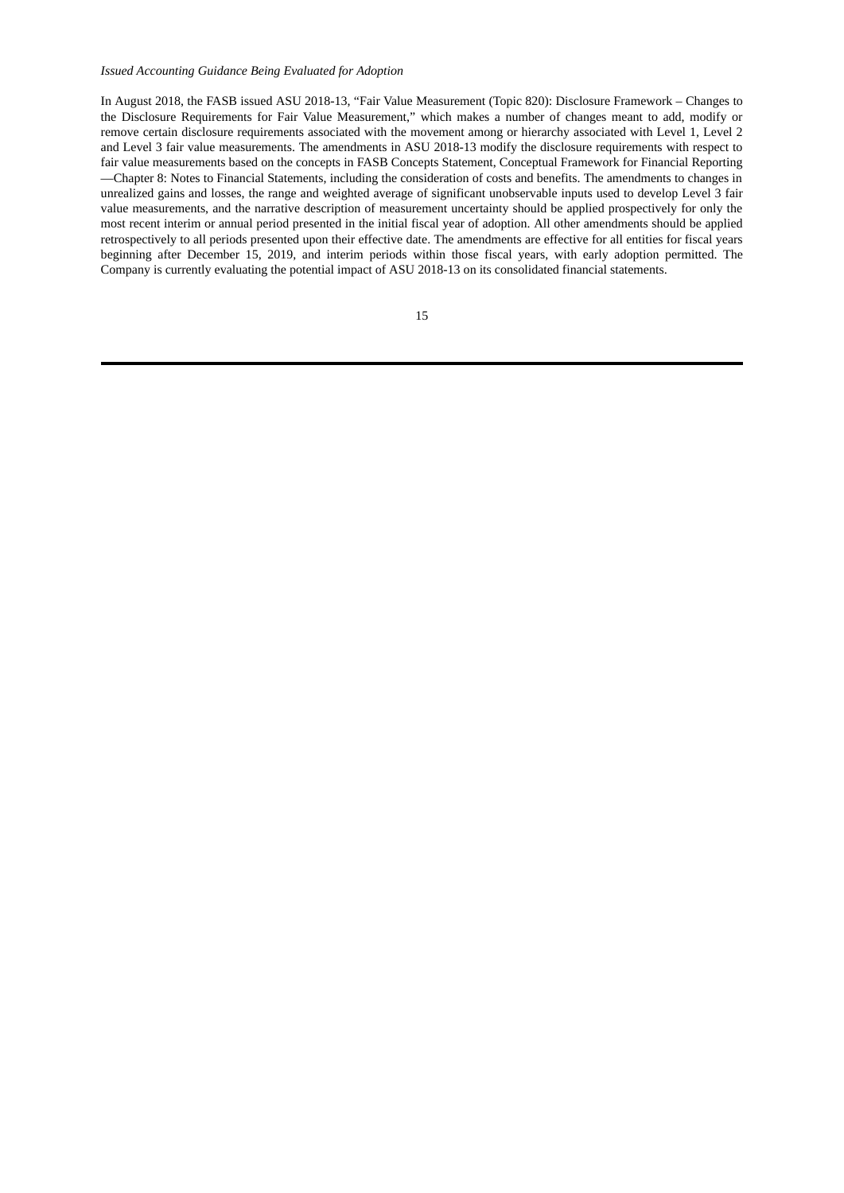*Issued Accounting Guidance Being Evaluated for Adoption*

In August 2018, the FASB issued ASU 2018-13, "Fair Value Measurement (Topic 820): Disclosure Framework – Changes to the Disclosure Requirements for Fair Value Measurement," which makes a number of changes meant to add, modify or remove certain disclosure requirements associated with the movement among or hierarchy associated with Level 1, Level 2 and Level 3 fair value measurements. The amendments in ASU 2018-13 modify the disclosure requirements with respect to fair value measurements based on the concepts in FASB Concepts Statement, Conceptual Framework for Financial Reporting—Chapter 8: Notes to Financial Statements, including the consideration of costs and benefits. The amendments to changes in unrealized gains and losses, the range and weighted average of significant unobservable inputs used to develop Level 3 fair value measurements, and the narrative description of measurement uncertainty should be applied prospectively for only the most recent interim or annual period presented in the initial fiscal year of adoption. All other amendments should be applied retrospectively to all periods presented upon their effective date. The amendments are effective for all entities for fiscal years beginning after December 15, 2019, and interim periods within those fiscal years, with early adoption permitted. The Company is currently evaluating the potential impact of ASU 2018-13 on its consolidated financial statements.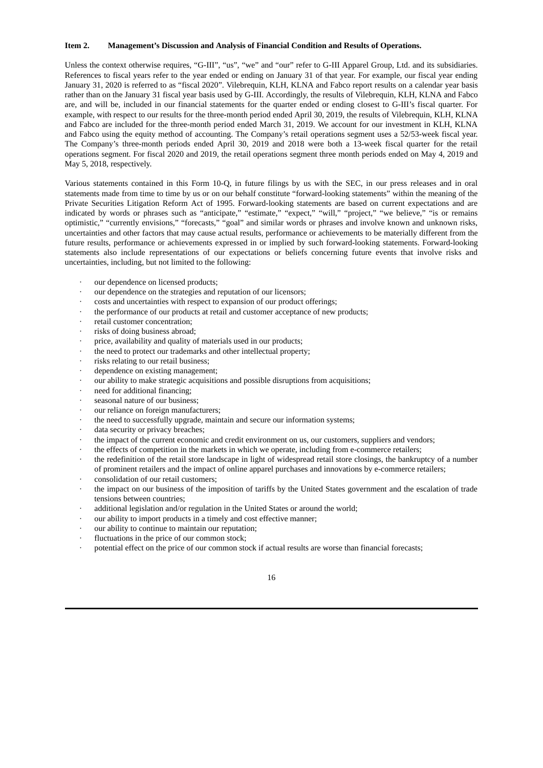**Item 2. Management's Discussion and Analysis of Financial Condition and Results of Operations.**

Unless the context otherwise requires, "G-III", "us", "we" and "our" refer to G-III Apparel Group, Ltd. and its subsidiaries. References to fiscal years refer to the year ended or ending on January 31 of that year. For example, our fiscal year ending January 31, 2020 is referred to as "fiscal 2020". Vilebrequin, KLH, KLNA and Fabco report results on a calendar year basis rather than on the January 31 fiscal year basis used by G-III. Accordingly, the results of Vilebrequin, KLH, KLNA and Fabco are, and will be, included in our financial statements for the quarter ended or ending closest to G-III's fiscal quarter. For example, with respect to our results for the three-month period ended April 30, 2019, the results of Vilebrequin, KLH, KLNA and Fabco are included for the three-month period ended March 31, 2019. We account for our investment in KLH, KLNA and Fabco using the equity method of accounting. The Company's retail operations segment uses a 52/53-week fiscal year. The Company's three-month periods ended April 30, 2019 and 2018 were both a 13-week fiscal quarter for the retail operations segment. For fiscal 2020 and 2019, the retail operations segment three month periods ended on May 4, 2019 and May 5, 2018, respectively.

Various statements contained in this Form 10-Q, in future filings by us with the SEC, in our press releases and in oral statements made from time to time by us or on our behalf constitute "forward-looking statements" within the meaning of the Private Securities Litigation Reform Act of 1995. Forward-looking statements are based on current expectations and are indicated by words or phrases such as "anticipate," "estimate," "expect," "will," "project," "we believe," "is or remains optimistic," "currently envisions," "forecasts," "goal" and similar words or phrases and involve known and unknown risks, uncertainties and other factors that may cause actual results, performance or achievements to be materially different from the future results, performance or achievements expressed in or implied by such forward-looking statements. Forward-looking statements also include representations of our expectations or beliefs concerning future events that involve risks and uncertainties, including, but not limited to the following:

- our dependence on licensed products;
- our dependence on the strategies and reputation of our licensors;
- costs and uncertainties with respect to expansion of our product offerings;
- the performance of our products at retail and customer acceptance of new products;
- retail customer concentration;
- risks of doing business abroad;
- price, availability and quality of materials used in our products;
- the need to protect our trademarks and other intellectual property;
- risks relating to our retail business;
- dependence on existing management;
- our ability to make strategic acquisitions and possible disruptions from acquisitions;
- need for additional financing;
- seasonal nature of our business;
- our reliance on foreign manufacturers;
- the need to successfully upgrade, maintain and secure our information systems;
- data security or privacy breaches;
- the impact of the current economic and credit environment on us, our customers, suppliers and vendors;
- the effects of competition in the markets in which we operate, including from e-commerce retailers;
- the redefinition of the retail store landscape in light of widespread retail store closings, the bankruptcy of a number of prominent retailers and the impact of online apparel purchases and innovations by e-commerce retailers;
- consolidation of our retail customers;
- the impact on our business of the imposition of tariffs by the United States government and the escalation of trade tensions between countries;
- additional legislation and/or regulation in the United States or around the world;
- our ability to import products in a timely and cost effective manner;
- our ability to continue to maintain our reputation;
- fluctuations in the price of our common stock;
- potential effect on the price of our common stock if actual results are worse than financial forecasts;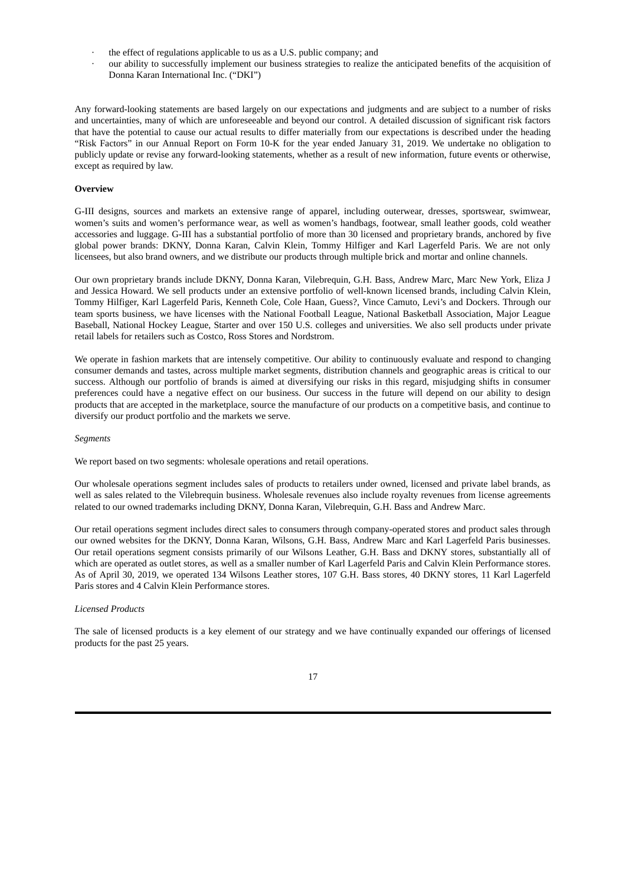- the effect of regulations applicable to us as a U.S. public company; and
- our ability to successfully implement our business strategies to realize the anticipated benefits of the acquisition of Donna Karan International Inc. ("DKI")

Any forward-looking statements are based largely on our expectations and judgments and are subject to a number of risks and uncertainties, many of which are unforeseeable and beyond our control. A detailed discussion of significant risk factors that have the potential to cause our actual results to differ materially from our expectations is described under the heading "Risk Factors" in our Annual Report on Form 10-K for the year ended January 31, 2019. We undertake no obligation to publicly update or revise any forward-looking statements, whether as a result of new information, future events or otherwise, except as required by law.

**Overview**

G-III designs, sources and markets an extensive range of apparel, including outerwear, dresses, sportswear, swimwear, women's suits and women's performance wear, as well as women's handbags, footwear, small leather goods, cold weather accessories and luggage. G-III has a substantial portfolio of more than 30 licensed and proprietary brands, anchored by five global power brands: DKNY, Donna Karan, Calvin Klein, Tommy Hilfiger and Karl Lagerfeld Paris. We are not only licensees, but also brand owners, and we distribute our products through multiple brick and mortar and online channels.

Our own proprietary brands include DKNY, Donna Karan, Vilebrequin, G.H. Bass, Andrew Marc, Marc New York, Eliza J and Jessica Howard. We sell products under an extensive portfolio of well-known licensed brands, including Calvin Klein, Tommy Hilfiger, Karl Lagerfeld Paris, Kenneth Cole, Cole Haan, Guess?, Vince Camuto, Levi's and Dockers. Through our team sports business, we have licenses with the National Football League, National Basketball Association, Major League Baseball, National Hockey League, Starter and over 150 U.S. colleges and universities. We also sell products under private retail labels for retailers such as Costco, Ross Stores and Nordstrom.

We operate in fashion markets that are intensely competitive. Our ability to continuously evaluate and respond to changing consumer demands and tastes, across multiple market segments, distribution channels and geographic areas is critical to our success. Although our portfolio of brands is aimed at diversifying our risks in this regard, misjudging shifts in consumer preferences could have a negative effect on our business. Our success in the future will depend on our ability to design products that are accepted in the marketplace, source the manufacture of our products on a competitive basis, and continue to diversify our product portfolio and the markets we serve.

*Segments*

We report based on two segments: wholesale operations and retail operations.

Our wholesale operations segment includes sales of products to retailers under owned, licensed and private label brands, as well as sales related to the Vilebrequin business. Wholesale revenues also include royalty revenues from license agreements related to our owned trademarks including DKNY, Donna Karan, Vilebrequin, G.H. Bass and Andrew Marc.

Our retail operations segment includes direct sales to consumers through company-operated stores and product sales through our owned websites for the DKNY, Donna Karan, Wilsons, G.H. Bass, Andrew Marc and Karl Lagerfeld Paris businesses. Our retail operations segment consists primarily of our Wilsons Leather, G.H. Bass and DKNY stores, substantially all of which are operated as outlet stores, as well as a smaller number of Karl Lagerfeld Paris and Calvin Klein Performance stores. As of April 30, 2019, we operated 134 Wilsons Leather stores, 107 G.H. Bass stores, 40 DKNY stores, 11 Karl Lagerfeld Paris stores and 4 Calvin Klein Performance stores.

*Licensed Products*

The sale of licensed products is a key element of our strategy and we have continually expanded our offerings of licensed products for the past 25 years.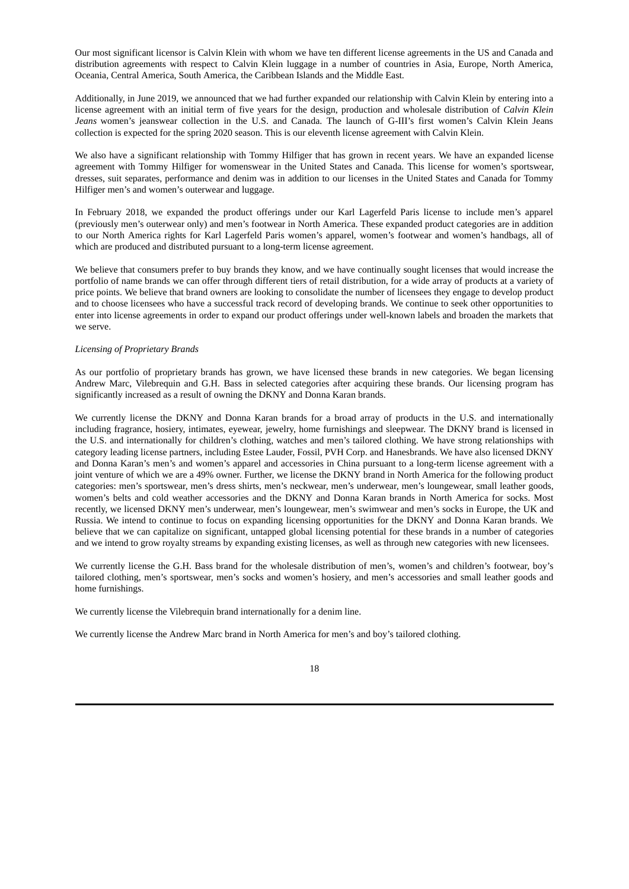Our most significant licensor is Calvin Klein with whom we have ten different license agreements in the US and Canada and distribution agreements with respect to Calvin Klein luggage in a number of countries in Asia, Europe, North America, Oceania, Central America, South America, the Caribbean Islands and the Middle East.

Additionally, in June 2019, we announced that we had further expanded our relationship with Calvin Klein by entering into a license agreement with an initial term of five years for the design, production and wholesale distribution of *Calvin Klein Jeans* women's jeanswear collection in the U.S. and Canada. The launch of G-III's first women's Calvin Klein Jeans collection is expected for the spring 2020 season. This is our eleventh license agreement with Calvin Klein.

We also have a significant relationship with Tommy Hilfiger that has grown in recent years. We have an expanded license agreement with Tommy Hilfiger for womenswear in the United States and Canada. This license for women's sportswear, dresses, suit separates, performance and denim was in addition to our licenses in the United States and Canada for Tommy Hilfiger men's and women's outerwear and luggage.

In February 2018, we expanded the product offerings under our Karl Lagerfeld Paris license to include men's apparel (previously men's outerwear only) and men's footwear in North America. These expanded product categories are in addition to our North America rights for Karl Lagerfeld Paris women's apparel, women's footwear and women's handbags, all of which are produced and distributed pursuant to a long-term license agreement.

We believe that consumers prefer to buy brands they know, and we have continually sought licenses that would increase the portfolio of name brands we can offer through different tiers of retail distribution, for a wide array of products at a variety of price points. We believe that brand owners are looking to consolidate the number of licensees they engage to develop product and to choose licensees who have a successful track record of developing brands. We continue to seek other opportunities to enter into license agreements in order to expand our product offerings under well-known labels and broaden the markets that we serve.

*Licensing of Proprietary Brands*

As our portfolio of proprietary brands has grown, we have licensed these brands in new categories. We began licensing Andrew Marc, Vilebrequin and G.H. Bass in selected categories after acquiring these brands. Our licensing program has significantly increased as a result of owning the DKNY and Donna Karan brands.

We currently license the DKNY and Donna Karan brands for a broad array of products in the U.S. and internationally including fragrance, hosiery, intimates, eyewear, jewelry, home furnishings and sleepwear. The DKNY brand is licensed in the U.S. and internationally for children's clothing, watches and men's tailored clothing. We have strong relationships with category leading license partners, including Estee Lauder, Fossil, PVH Corp. and Hanesbrands. We have also licensed DKNY and Donna Karan's men's and women's apparel and accessories in China pursuant to a long-term license agreement with a joint venture of which we are a 49% owner. Further, we license the DKNY brand in North America for the following product categories: men's sportswear, men's dress shirts, men's neckwear, men's underwear, men's loungewear, small leather goods, women's belts and cold weather accessories and the DKNY and Donna Karan brands in North America for socks. Most recently, we licensed DKNY men's underwear, men's loungewear, men's swimwear and men's socks in Europe, the UK and Russia. We intend to continue to focus on expanding licensing opportunities for the DKNY and Donna Karan brands. We believe that we can capitalize on significant, untapped global licensing potential for these brands in a number of categories and we intend to grow royalty streams by expanding existing licenses, as well as through new categories with new licensees.

We currently license the G.H. Bass brand for the wholesale distribution of men's, women's and children's footwear, boy's tailored clothing, men's sportswear, men's socks and women's hosiery, and men's accessories and small leather goods and home furnishings.

We currently license the Vilebrequin brand internationally for a denim line.

We currently license the Andrew Marc brand in North America for men's and boy's tailored clothing.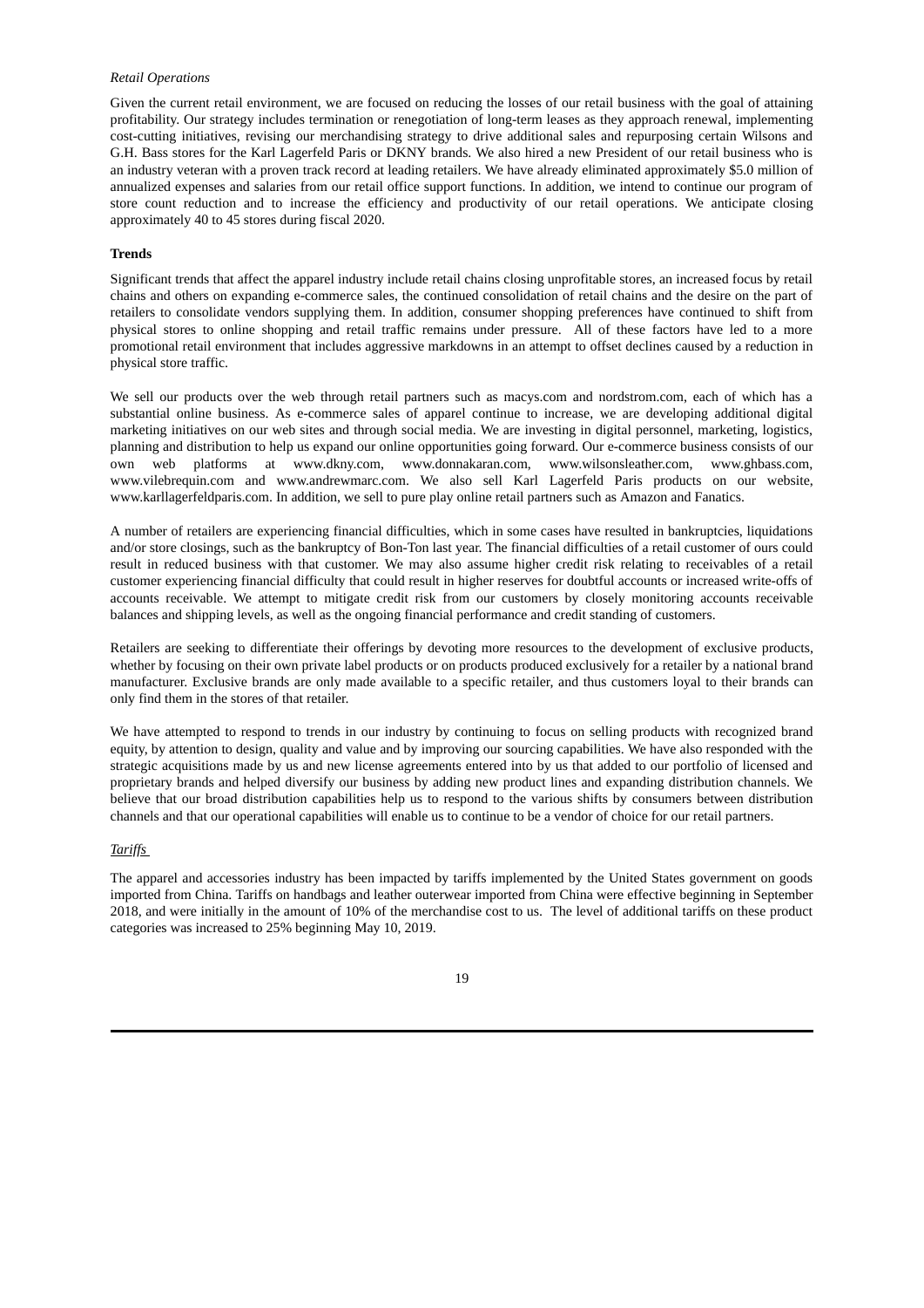*Retail Operations*

Given the current retail environment, we are focused on reducing the losses of our retail business with the goal of attaining profitability. Our strategy includes termination or renegotiation of long-term leases as they approach renewal, implementing cost-cutting initiatives, revising our merchandising strategy to drive additional sales and repurposing certain Wilsons and G.H. Bass stores for the Karl Lagerfeld Paris or DKNY brands. We also hired a new President of our retail business who is an industry veteran with a proven track record at leading retailers. We have already eliminated approximately $5.0 million of annualized expenses and salaries from our retail office support functions. In addition, we intend to continue our program of store count reduction and to increase the efficiency and productivity of our retail operations. We anticipate closing approximately 40 to 45 stores during fiscal 2020.

**Trends**

Significant trends that affect the apparel industry include retail chains closing unprofitable stores, an increased focus by retail chains and others on expanding e-commerce sales, the continued consolidation of retail chains and the desire on the part of retailers to consolidate vendors supplying them. In addition, consumer shopping preferences have continued to shift from physical stores to online shopping and retail traffic remains under pressure. All of these factors have led to a more promotional retail environment that includes aggressive markdowns in an attempt to offset declines caused by a reduction in physical store traffic.

We sell our products over the web through retail partners such as macys.com and nordstrom.com, each of which has a substantial online business. As e-commerce sales of apparel continue to increase, we are developing additional digital marketing initiatives on our web sites and through social media. We are investing in digital personnel, marketing, logistics, planning and distribution to help us expand our online opportunities going forward. Our e-commerce business consists of our own web platforms at www.dkny.com, www.donnakaran.com, www.wilsonsleather.com, www.ghbass.com, www.vilebrequin.com and www.andrewmarc.com. We also sell Karl Lagerfeld Paris products on our website, www.karllagerfeldparis.com. In addition, we sell to pure play online retail partners such as Amazon and Fanatics.

A number of retailers are experiencing financial difficulties, which in some cases have resulted in bankruptcies, liquidations and/or store closings, such as the bankruptcy of Bon-Ton last year. The financial difficulties of a retail customer of ours could result in reduced business with that customer. We may also assume higher credit risk relating to receivables of a retail customer experiencing financial difficulty that could result in higher reserves for doubtful accounts or increased write-offs of accounts receivable. We attempt to mitigate credit risk from our customers by closely monitoring accounts receivable balances and shipping levels, as well as the ongoing financial performance and credit standing of customers.

Retailers are seeking to differentiate their offerings by devoting more resources to the development of exclusive products, whether by focusing on their own private label products or on products produced exclusively for a retailer by a national brand manufacturer. Exclusive brands are only made available to a specific retailer, and thus customers loyal to their brands can only find them in the stores of that retailer.

We have attempted to respond to trends in our industry by continuing to focus on selling products with recognized brand equity, by attention to design, quality and value and by improving our sourcing capabilities. We have also responded with the strategic acquisitions made by us and new license agreements entered into by us that added to our portfolio of licensed and proprietary brands and helped diversify our business by adding new product lines and expanding distribution channels. We believe that our broad distribution capabilities help us to respond to the various shifts by consumers between distribution channels and that our operational capabilities will enable us to continue to be a vendor of choice for our retail partners.

*Tariffs*

The apparel and accessories industry has been impacted by tariffs implemented by the United States government on goods imported from China. Tariffs on handbags and leather outerwear imported from China were effective beginning in September 2018, and were initially in the amount of 10% of the merchandise cost to us. The level of additional tariffs on these product categories was increased to 25% beginning May 10, 2019.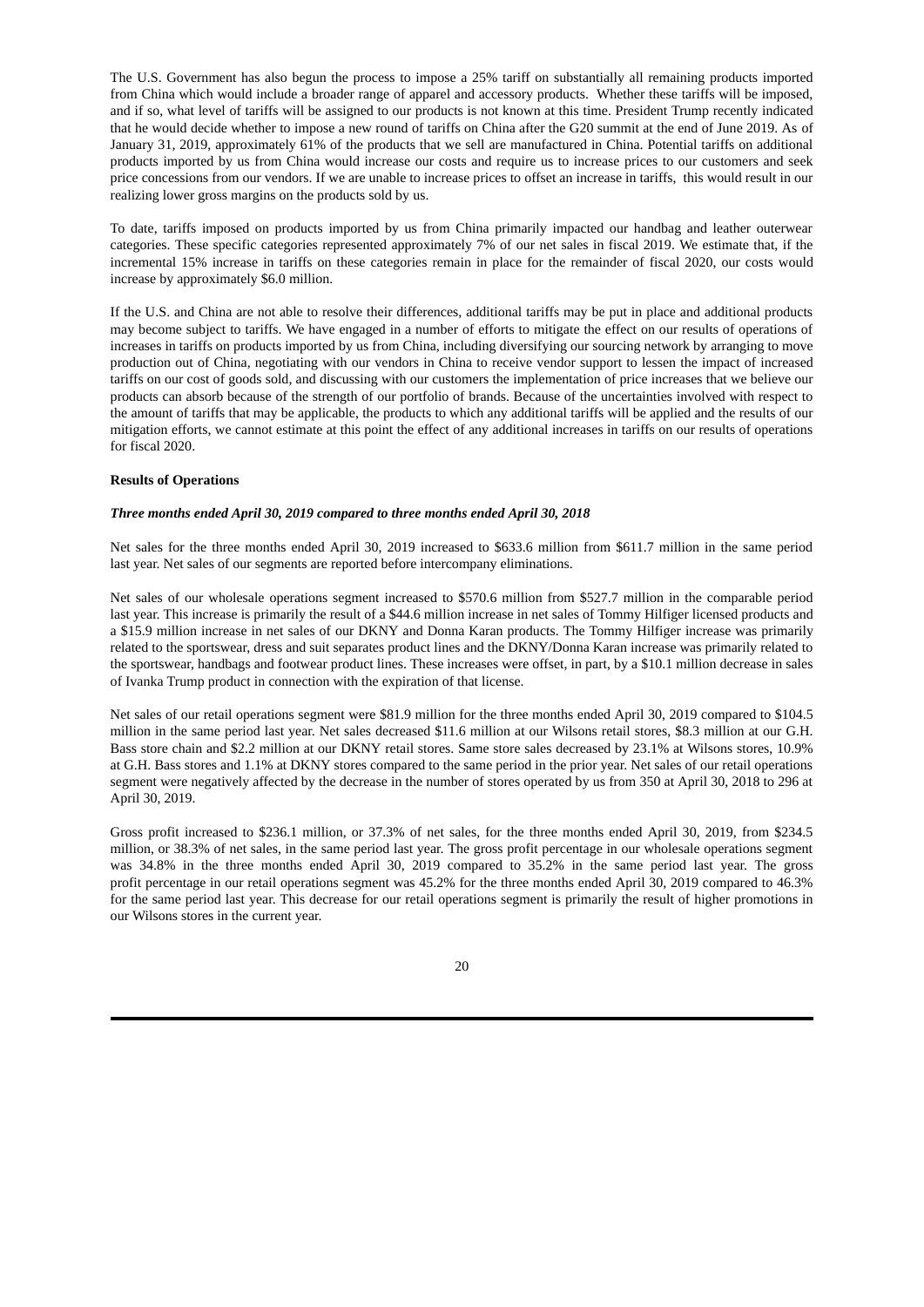The U.S. Government has also begun the process to impose a 25% tariff on substantially all remaining products imported from China which would include a broader range of apparel and accessory products. Whether these tariffs will be imposed, and if so, what level of tariffs will be assigned to our products is not known at this time. President Trump recently indicated that he would decide whether to impose a new round of tariffs on China after the G20 summit at the end of June 2019. As of January 31, 2019, approximately 61% of the products that we sell are manufactured in China. Potential tariffs on additional products imported by us from China would increase our costs and require us to increase prices to our customers and seek price concessions from our vendors. If we are unable to increase prices to offset an increase in tariffs, this would result in our realizing lower gross margins on the products sold by us.

To date, tariffs imposed on products imported by us from China primarily impacted our handbag and leather outerwear categories. These specific categories represented approximately 7% of our net sales in fiscal 2019. We estimate that, if the incremental 15% increase in tariffs on these categories remain in place for the remainder of fiscal 2020, our costs would increase by approximately $6.0 million.

If the U.S. and China are not able to resolve their differences, additional tariffs may be put in place and additional products may become subject to tariffs. We have engaged in a number of efforts to mitigate the effect on our results of operations of increases in tariffs on products imported by us from China, including diversifying our sourcing network by arranging to move production out of China, negotiating with our vendors in China to receive vendor support to lessen the impact of increased tariffs on our cost of goods sold, and discussing with our customers the implementation of price increases that we believe our products can absorb because of the strength of our portfolio of brands. Because of the uncertainties involved with respect to the amount of tariffs that may be applicable, the products to which any additional tariffs will be applied and the results of our mitigation efforts, we cannot estimate at this point the effect of any additional increases in tariffs on our results of operations for fiscal 2020.

**Results of Operations**

***Three months ended April 30, 2019 compared to three months ended April 30, 2018***

Net sales for the three months ended April 30, 2019 increased to $633.6 million from $611.7 million in the same period last year. Net sales of our segments are reported before intercompany eliminations.

Net sales of our wholesale operations segment increased to $570.6 million from $527.7 million in the comparable period last year. This increase is primarily the result of a $44.6 million increase in net sales of Tommy Hilfiger licensed products and a $15.9 million increase in net sales of our DKNY and Donna Karan products. The Tommy Hilfiger increase was primarily related to the sportswear, dress and suit separates product lines and the DKNY/Donna Karan increase was primarily related to the sportswear, handbags and footwear product lines. These increases were offset, in part, by a $10.1 million decrease in sales of Ivanka Trump product in connection with the expiration of that license.

Net sales of our retail operations segment were $81.9 million for the three months ended April 30, 2019 compared to $104.5 million in the same period last year. Net sales decreased $11.6 million at our Wilsons retail stores, $8.3 million at our G.H. Bass store chain and $2.2 million at our DKNY retail stores. Same store sales decreased by 23.1% at Wilsons stores, 10.9% at G.H. Bass stores and 1.1% at DKNY stores compared to the same period in the prior year. Net sales of our retail operations segment were negatively affected by the decrease in the number of stores operated by us from 350 at April 30, 2018 to 296 at April 30, 2019.

Gross profit increased to $236.1 million, or 37.3% of net sales, for the three months ended April 30, 2019, from $234.5 million, or 38.3% of net sales, in the same period last year. The gross profit percentage in our wholesale operations segment was 34.8% in the three months ended April 30, 2019 compared to 35.2% in the same period last year. The gross profit percentage in our retail operations segment was 45.2% for the three months ended April 30, 2019 compared to 46.3% for the same period last year. This decrease for our retail operations segment is primarily the result of higher promotions in our Wilsons stores in the current year.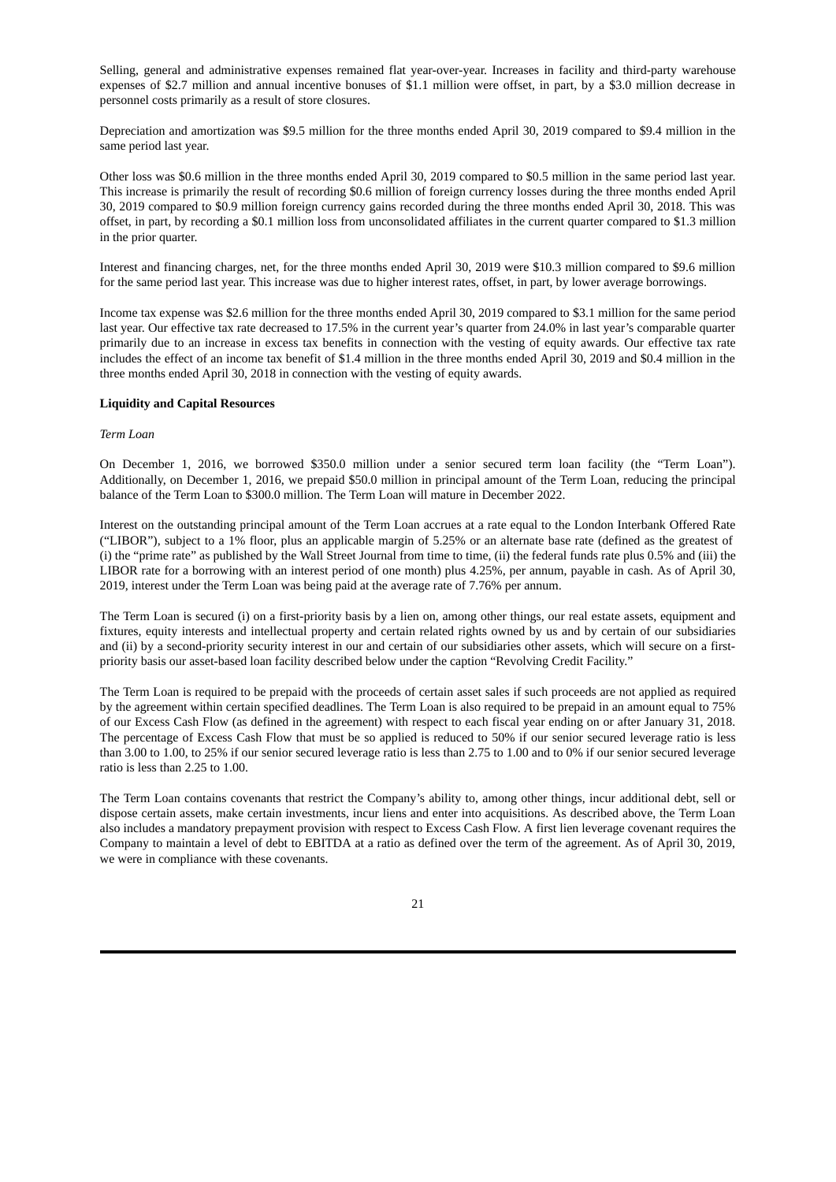Selling, general and administrative expenses remained flat year-over-year. Increases in facility and third-party warehouse expenses of $2.7 million and annual incentive bonuses of $1.1 million were offset, in part, by a $3.0 million decrease in personnel costs primarily as a result of store closures.

Depreciation and amortization was $9.5 million for the three months ended April 30, 2019 compared to $9.4 million in the same period last year.

Other loss was $0.6 million in the three months ended April 30, 2019 compared to $0.5 million in the same period last year. This increase is primarily the result of recording $0.6 million of foreign currency losses during the three months ended April 30, 2019 compared to $0.9 million foreign currency gains recorded during the three months ended April 30, 2018. This was offset, in part, by recording a $0.1 million loss from unconsolidated affiliates in the current quarter compared to $1.3 million in the prior quarter.

Interest and financing charges, net, for the three months ended April 30, 2019 were $10.3 million compared to $9.6 million for the same period last year. This increase was due to higher interest rates, offset, in part, by lower average borrowings.

Income tax expense was $2.6 million for the three months ended April 30, 2019 compared to $3.1 million for the same period last year. Our effective tax rate decreased to 17.5% in the current year's quarter from 24.0% in last year's comparable quarter primarily due to an increase in excess tax benefits in connection with the vesting of equity awards. Our effective tax rate includes the effect of an income tax benefit of $1.4 million in the three months ended April 30, 2019 and $0.4 million in the three months ended April 30, 2018 in connection with the vesting of equity awards.

**Liquidity and Capital Resources**

*Term Loan*

On December 1, 2016, we borrowed $350.0 million under a senior secured term loan facility (the "Term Loan"). Additionally, on December 1, 2016, we prepaid $50.0 million in principal amount of the Term Loan, reducing the principal balance of the Term Loan to $300.0 million. The Term Loan will mature in December 2022.

Interest on the outstanding principal amount of the Term Loan accrues at a rate equal to the London Interbank Offered Rate ("LIBOR"), subject to a 1% floor, plus an applicable margin of 5.25% or an alternate base rate (defined as the greatest of (i) the "prime rate" as published by the Wall Street Journal from time to time, (ii) the federal funds rate plus 0.5% and (iii) the LIBOR rate for a borrowing with an interest period of one month) plus 4.25%, per annum, payable in cash. As of April 30, 2019, interest under the Term Loan was being paid at the average rate of 7.76% per annum.

The Term Loan is secured (i) on a first-priority basis by a lien on, among other things, our real estate assets, equipment and fixtures, equity interests and intellectual property and certain related rights owned by us and by certain of our subsidiaries and (ii) by a second-priority security interest in our and certain of our subsidiaries other assets, which will secure on a first-priority basis our asset-based loan facility described below under the caption "Revolving Credit Facility."

The Term Loan is required to be prepaid with the proceeds of certain asset sales if such proceeds are not applied as required by the agreement within certain specified deadlines. The Term Loan is also required to be prepaid in an amount equal to 75% of our Excess Cash Flow (as defined in the agreement) with respect to each fiscal year ending on or after January 31, 2018. The percentage of Excess Cash Flow that must be so applied is reduced to 50% if our senior secured leverage ratio is less than 3.00 to 1.00, to 25% if our senior secured leverage ratio is less than 2.75 to 1.00 and to 0% if our senior secured leverage ratio is less than 2.25 to 1.00.

The Term Loan contains covenants that restrict the Company's ability to, among other things, incur additional debt, sell or dispose certain assets, make certain investments, incur liens and enter into acquisitions. As described above, the Term Loan also includes a mandatory prepayment provision with respect to Excess Cash Flow. A first lien leverage covenant requires the Company to maintain a level of debt to EBITDA at a ratio as defined over the term of the agreement. As of April 30, 2019, we were in compliance with these covenants.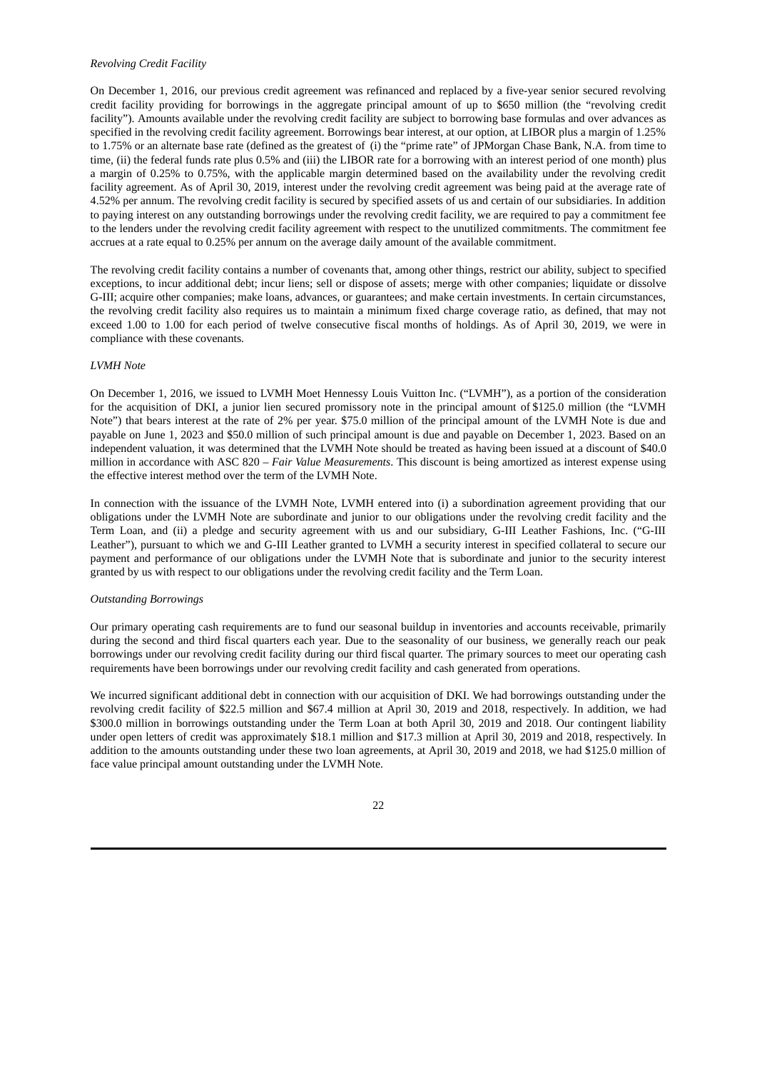*Revolving Credit Facility*

On December 1, 2016, our previous credit agreement was refinanced and replaced by a five-year senior secured revolving credit facility providing for borrowings in the aggregate principal amount of up to $650 million (the "revolving credit facility"). Amounts available under the revolving credit facility are subject to borrowing base formulas and over advances as specified in the revolving credit facility agreement. Borrowings bear interest, at our option, at LIBOR plus a margin of 1.25% to 1.75% or an alternate base rate (defined as the greatest of (i) the "prime rate" of JPMorgan Chase Bank, N.A. from time to time, (ii) the federal funds rate plus 0.5% and (iii) the LIBOR rate for a borrowing with an interest period of one month) plus a margin of 0.25% to 0.75%, with the applicable margin determined based on the availability under the revolving credit facility agreement. As of April 30, 2019, interest under the revolving credit agreement was being paid at the average rate of 4.52% per annum. The revolving credit facility is secured by specified assets of us and certain of our subsidiaries. In addition to paying interest on any outstanding borrowings under the revolving credit facility, we are required to pay a commitment fee to the lenders under the revolving credit facility agreement with respect to the unutilized commitments. The commitment fee accrues at a rate equal to 0.25% per annum on the average daily amount of the available commitment.

The revolving credit facility contains a number of covenants that, among other things, restrict our ability, subject to specified exceptions, to incur additional debt; incur liens; sell or dispose of assets; merge with other companies; liquidate or dissolve G-III; acquire other companies; make loans, advances, or guarantees; and make certain investments. In certain circumstances, the revolving credit facility also requires us to maintain a minimum fixed charge coverage ratio, as defined, that may not exceed 1.00 to 1.00 for each period of twelve consecutive fiscal months of holdings. As of April 30, 2019, we were in compliance with these covenants.

*LVMH Note*

On December 1, 2016, we issued to LVMH Moet Hennessy Louis Vuitton Inc. ("LVMH"), as a portion of the consideration for the acquisition of DKI, a junior lien secured promissory note in the principal amount of $125.0 million (the "LVMH Note") that bears interest at the rate of 2% per year. $75.0 million of the principal amount of the LVMH Note is due and payable on June 1, 2023 and $50.0 million of such principal amount is due and payable on December 1, 2023. Based on an independent valuation, it was determined that the LVMH Note should be treated as having been issued at a discount of $40.0 million in accordance with ASC 820 – *Fair Value Measurements*. This discount is being amortized as interest expense using the effective interest method over the term of the LVMH Note.

In connection with the issuance of the LVMH Note, LVMH entered into (i) a subordination agreement providing that our obligations under the LVMH Note are subordinate and junior to our obligations under the revolving credit facility and the Term Loan, and (ii) a pledge and security agreement with us and our subsidiary, G-III Leather Fashions, Inc. ("G-III Leather"), pursuant to which we and G-III Leather granted to LVMH a security interest in specified collateral to secure our payment and performance of our obligations under the LVMH Note that is subordinate and junior to the security interest granted by us with respect to our obligations under the revolving credit facility and the Term Loan.

*Outstanding Borrowings*

Our primary operating cash requirements are to fund our seasonal buildup in inventories and accounts receivable, primarily during the second and third fiscal quarters each year. Due to the seasonality of our business, we generally reach our peak borrowings under our revolving credit facility during our third fiscal quarter. The primary sources to meet our operating cash requirements have been borrowings under our revolving credit facility and cash generated from operations.

We incurred significant additional debt in connection with our acquisition of DKI. We had borrowings outstanding under the revolving credit facility of $22.5 million and $67.4 million at April 30, 2019 and 2018, respectively. In addition, we had $300.0 million in borrowings outstanding under the Term Loan at both April 30, 2019 and 2018. Our contingent liability under open letters of credit was approximately $18.1 million and $17.3 million at April 30, 2019 and 2018, respectively. In addition to the amounts outstanding under these two loan agreements, at April 30, 2019 and 2018, we had $125.0 million of face value principal amount outstanding under the LVMH Note.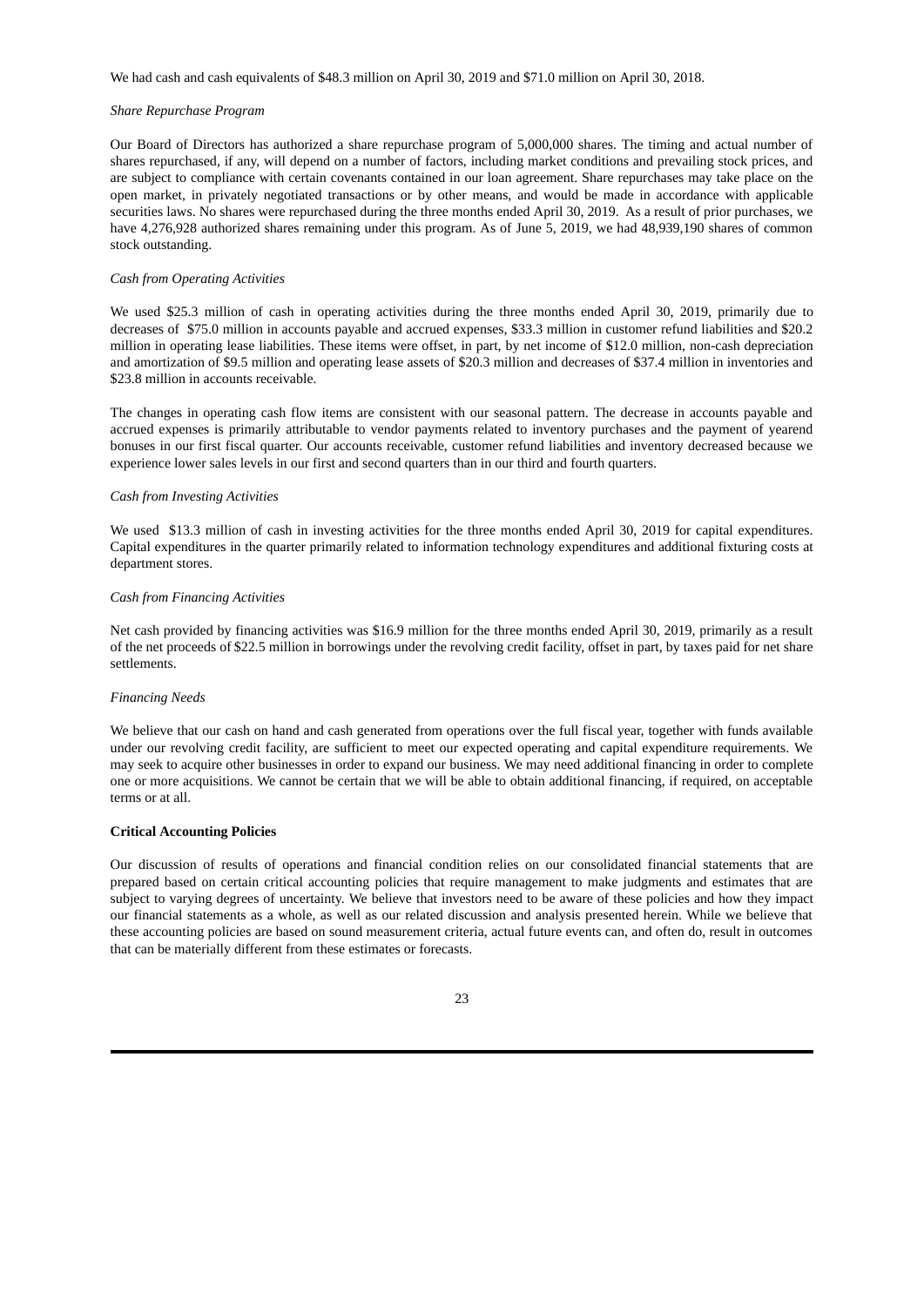We had cash and cash equivalents of $48.3 million on April 30, 2019 and $71.0 million on April 30, 2018.

*Share Repurchase Program*

Our Board of Directors has authorized a share repurchase program of 5,000,000 shares. The timing and actual number of shares repurchased, if any, will depend on a number of factors, including market conditions and prevailing stock prices, and are subject to compliance with certain covenants contained in our loan agreement. Share repurchases may take place on the open market, in privately negotiated transactions or by other means, and would be made in accordance with applicable securities laws. No shares were repurchased during the three months ended April 30, 2019. As a result of prior purchases, we have 4,276,928 authorized shares remaining under this program. As of June 5, 2019, we had 48,939,190 shares of common stock outstanding.

*Cash from Operating Activities*

We used $25.3 million of cash in operating activities during the three months ended April 30, 2019, primarily due to decreases of $75.0 million in accounts payable and accrued expenses, $33.3 million in customer refund liabilities and $20.2 million in operating lease liabilities. These items were offset, in part, by net income of $12.0 million, non-cash depreciation and amortization of $9.5 million and operating lease assets of $20.3 million and decreases of $37.4 million in inventories and $23.8 million in accounts receivable.

The changes in operating cash flow items are consistent with our seasonal pattern. The decrease in accounts payable and accrued expenses is primarily attributable to vendor payments related to inventory purchases and the payment of yearend bonuses in our first fiscal quarter. Our accounts receivable, customer refund liabilities and inventory decreased because we experience lower sales levels in our first and second quarters than in our third and fourth quarters.

*Cash from Investing Activities*

We used $13.3 million of cash in investing activities for the three months ended April 30, 2019 for capital expenditures. Capital expenditures in the quarter primarily related to information technology expenditures and additional fixturing costs at department stores.

*Cash from Financing Activities*

Net cash provided by financing activities was $16.9 million for the three months ended April 30, 2019, primarily as a result of the net proceeds of $22.5 million in borrowings under the revolving credit facility, offset in part, by taxes paid for net share settlements.

*Financing Needs*

We believe that our cash on hand and cash generated from operations over the full fiscal year, together with funds available under our revolving credit facility, are sufficient to meet our expected operating and capital expenditure requirements. We may seek to acquire other businesses in order to expand our business. We may need additional financing in order to complete one or more acquisitions. We cannot be certain that we will be able to obtain additional financing, if required, on acceptable terms or at all.

**Critical Accounting Policies**

Our discussion of results of operations and financial condition relies on our consolidated financial statements that are prepared based on certain critical accounting policies that require management to make judgments and estimates that are subject to varying degrees of uncertainty. We believe that investors need to be aware of these policies and how they impact our financial statements as a whole, as well as our related discussion and analysis presented herein. While we believe that these accounting policies are based on sound measurement criteria, actual future events can, and often do, result in outcomes that can be materially different from these estimates or forecasts.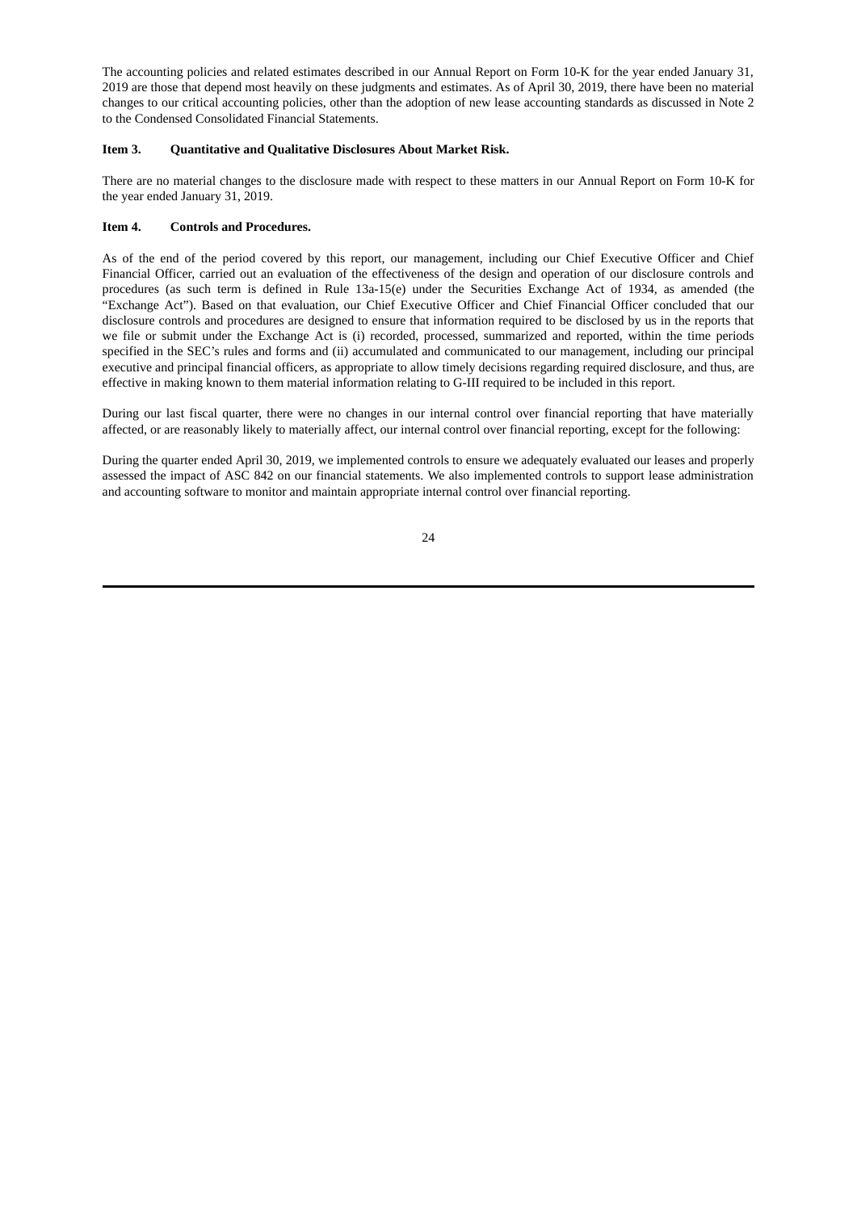The accounting policies and related estimates described in our Annual Report on Form 10-K for the year ended January 31, 2019 are those that depend most heavily on these judgments and estimates. As of April 30, 2019, there have been no material changes to our critical accounting policies, other than the adoption of new lease accounting standards as discussed in Note 2 to the Condensed Consolidated Financial Statements.

### Item 3. Quantitative and Qualitative Disclosures About Market Risk.

There are no material changes to the disclosure made with respect to these matters in our Annual Report on Form 10-K for the year ended January 31, 2019.

### Item 4. Controls and Procedures.

As of the end of the period covered by this report, our management, including our Chief Executive Officer and Chief Financial Officer, carried out an evaluation of the effectiveness of the design and operation of our disclosure controls and procedures (as such term is defined in Rule 13a-15(e) under the Securities Exchange Act of 1934, as amended (the "Exchange Act"). Based on that evaluation, our Chief Executive Officer and Chief Financial Officer concluded that our disclosure controls and procedures are designed to ensure that information required to be disclosed by us in the reports that we file or submit under the Exchange Act is (i) recorded, processed, summarized and reported, within the time periods specified in the SEC's rules and forms and (ii) accumulated and communicated to our management, including our principal executive and principal financial officers, as appropriate to allow timely decisions regarding required disclosure, and thus, are effective in making known to them material information relating to G-III required to be included in this report.

During our last fiscal quarter, there were no changes in our internal control over financial reporting that have materially affected, or are reasonably likely to materially affect, our internal control over financial reporting, except for the following:

During the quarter ended April 30, 2019, we implemented controls to ensure we adequately evaluated our leases and properly assessed the impact of ASC 842 on our financial statements. We also implemented controls to support lease administration and accounting software to monitor and maintain appropriate internal control over financial reporting.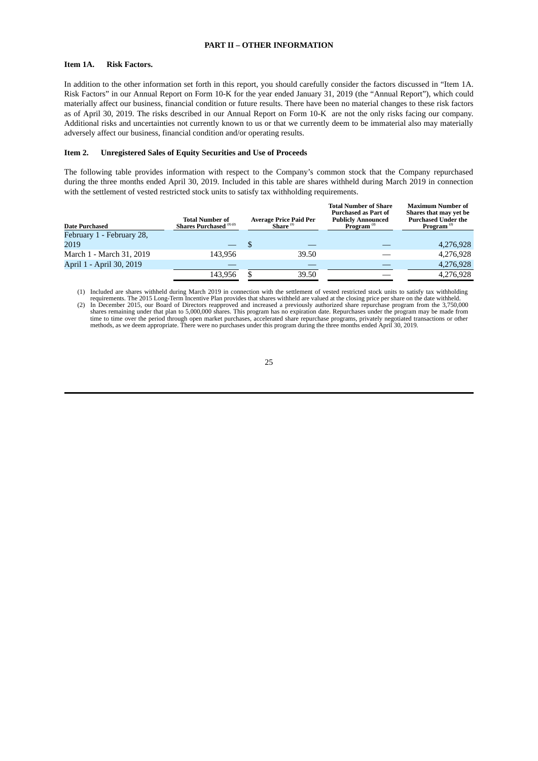## PART II – OTHER INFORMATION

### Item 1A. Risk Factors.

In addition to the other information set forth in this report, you should carefully consider the factors discussed in "Item 1A. Risk Factors" in our Annual Report on Form 10-K for the year ended January 31, 2019 (the "Annual Report"), which could materially affect our business, financial condition or future results. There have been no material changes to these risk factors as of April 30, 2019. The risks described in our Annual Report on Form 10-K are not the only risks facing our company. Additional risks and uncertainties not currently known to us or that we currently deem to be immaterial also may materially adversely affect our business, financial condition and/or operating results.

### Item 2. Unregistered Sales of Equity Securities and Use of Proceeds

The following table provides information with respect to the Company's common stock that the Company repurchased during the three months ended April 30, 2019. Included in this table are shares withheld during March 2019 in connection with the settlement of vested restricted stock units to satisfy tax withholding requirements.

| Date Purchased | Total Number of Shares Purchased [(1) (2)] | Average Price Paid Per Share [(1)] | Total Number of Share Purchased as Part of Publicly Announced Program [(2)] | Maximum Number of Shares that may yet be Purchased Under the Program [(2)] |
|---|---|---|---|---|
| February 1 - February 28, 2019 | — | $ — | — | 4,276,928 |
| March 1 - March 31, 2019 | 143,956 | 39.50 | — | 4,276,928 |
| April 1 - April 30, 2019 | — | — | — | 4,276,928 |
| | 143,956 | $ 39.50 | — | 4,276,928 |

(1) Included are shares withheld during March 2019 in connection with the settlement of vested restricted stock units to satisfy tax withholding requirements. The 2015 Long-Term Incentive Plan provides that shares withheld are valued at the closing price per share on the date withheld.

(2) In December 2015, our Board of Directors reapproved and increased a previously authorized share repurchase program from the 3,750,000 shares remaining under that plan to 5,000,000 shares. This program has no expiration date. Repurchases under the program may be made from time to time over the period through open market purchases, accelerated share repurchase programs, privately negotiated transactions or other methods, as we deem appropriate. There were no purchases under this program during the three months ended April 30, 2019.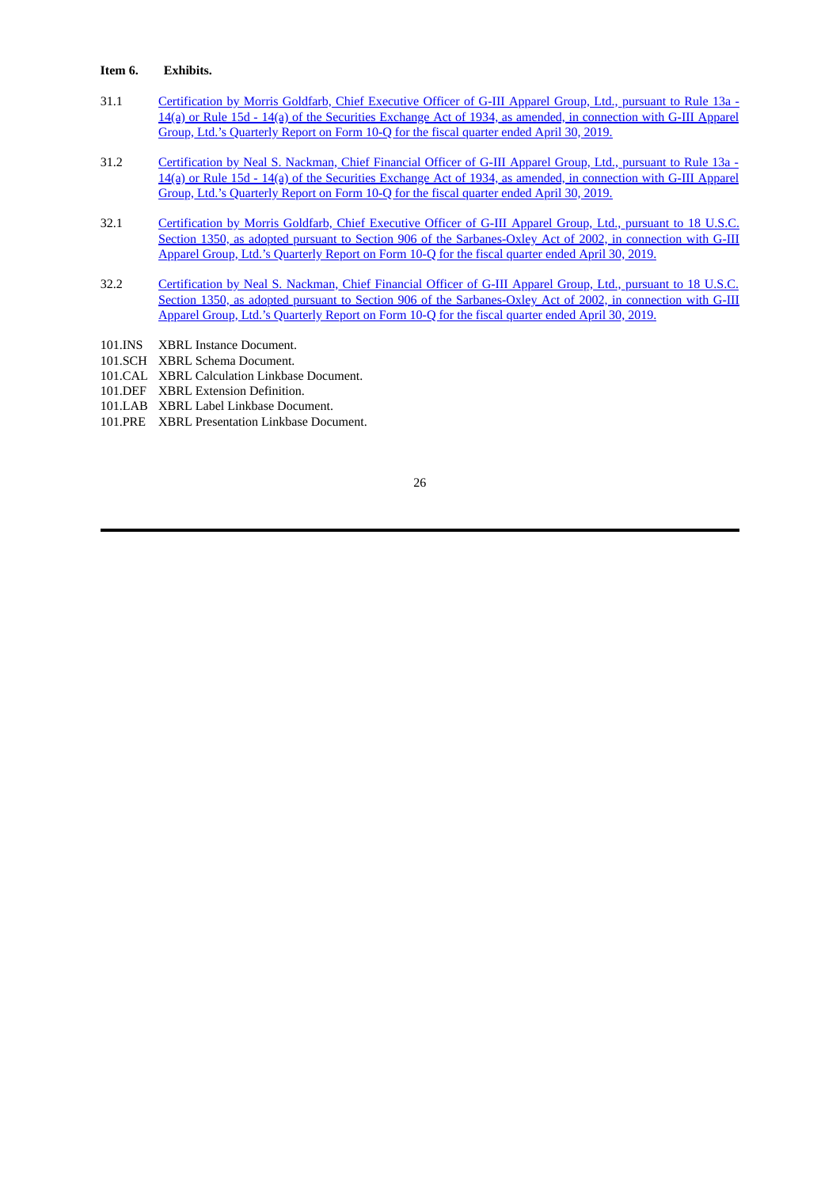**Item 6. Exhibits.**

| | |
|---|---|
| 31.1 | Certification by Morris Goldfarb, Chief Executive Officer of G-III Apparel Group, Ltd., pursuant to Rule 13a - 14(a) or Rule 15d - 14(a) of the Securities Exchange Act of 1934, as amended, in connection with G-III Apparel Group, Ltd.'s Quarterly Report on Form 10-Q for the fiscal quarter ended April 30, 2019. |
| 31.2 | Certification by Neal S. Nackman, Chief Financial Officer of G-III Apparel Group, Ltd., pursuant to Rule 13a - 14(a) or Rule 15d - 14(a) of the Securities Exchange Act of 1934, as amended, in connection with G-III Apparel Group, Ltd.'s Quarterly Report on Form 10-Q for the fiscal quarter ended April 30, 2019. |
| 32.1 | Certification by Morris Goldfarb, Chief Executive Officer of G-III Apparel Group, Ltd., pursuant to 18 U.S.C. Section 1350, as adopted pursuant to Section 906 of the Sarbanes-Oxley Act of 2002, in connection with G-III Apparel Group, Ltd.'s Quarterly Report on Form 10-Q for the fiscal quarter ended April 30, 2019. |
| 32.2 | Certification by Neal S. Nackman, Chief Financial Officer of G-III Apparel Group, Ltd., pursuant to 18 U.S.C. Section 1350, as adopted pursuant to Section 906 of the Sarbanes-Oxley Act of 2002, in connection with G-III Apparel Group, Ltd.'s Quarterly Report on Form 10-Q for the fiscal quarter ended April 30, 2019. |
| 101.INS | XBRL Instance Document. |
| 101.SCH | XBRL Schema Document. |
| 101.CAL | XBRL Calculation Linkbase Document. |
| 101.DEF | XBRL Extension Definition. |
| 101.LAB | XBRL Label Linkbase Document. |
| 101.PRE | XBRL Presentation Linkbase Document. |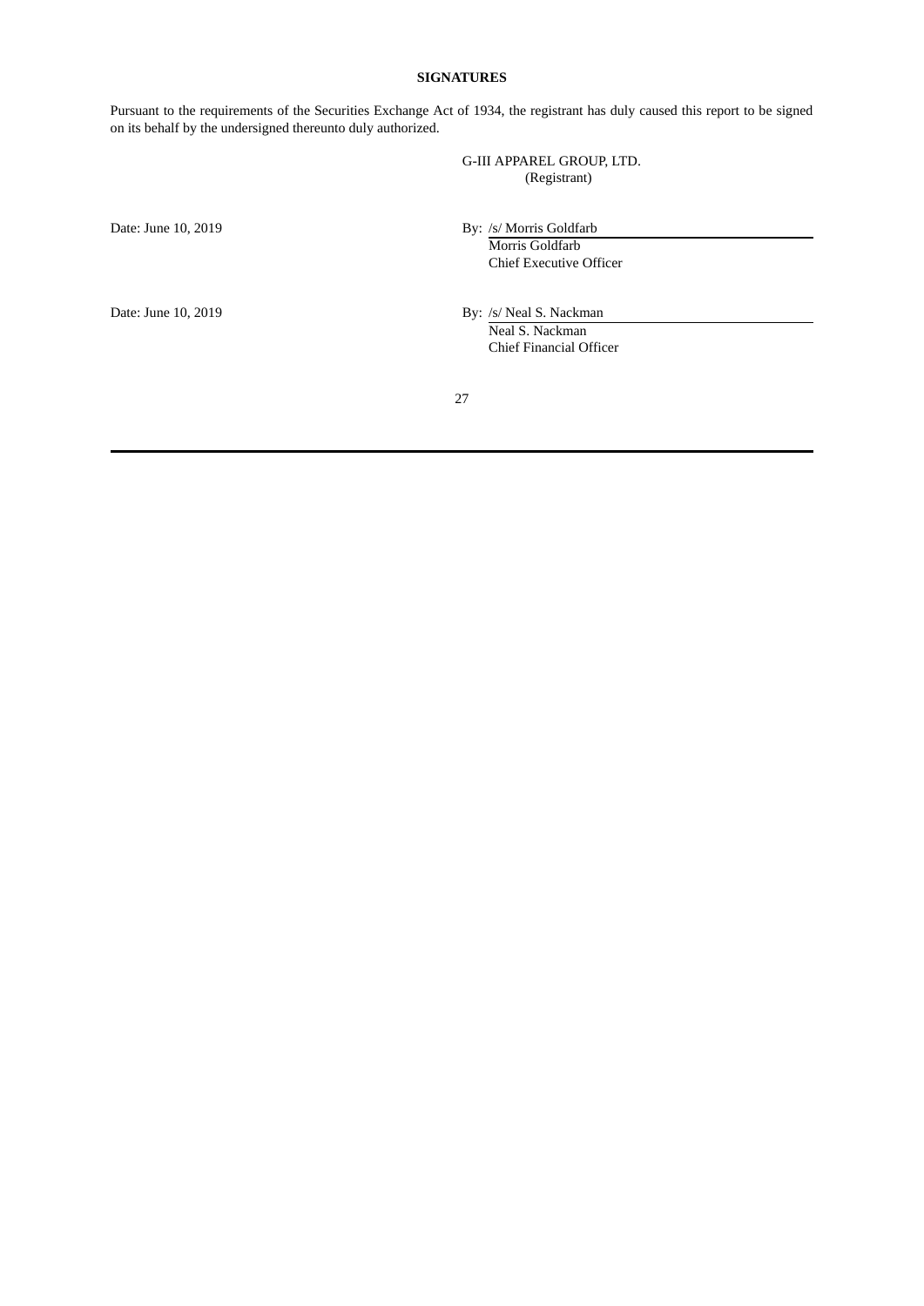## SIGNATURES

Pursuant to the requirements of the Securities Exchange Act of 1934, the registrant has duly caused this report to be signed on its behalf by the undersigned thereunto duly authorized.

G-III APPAREL GROUP, LTD.
(Registrant)

Date: June 10, 2019

By: /s/ Morris Goldfarb
Morris Goldfarb
Chief Executive Officer

Date: June 10, 2019

By: /s/ Neal S. Nackman
Neal S. Nackman
Chief Financial Officer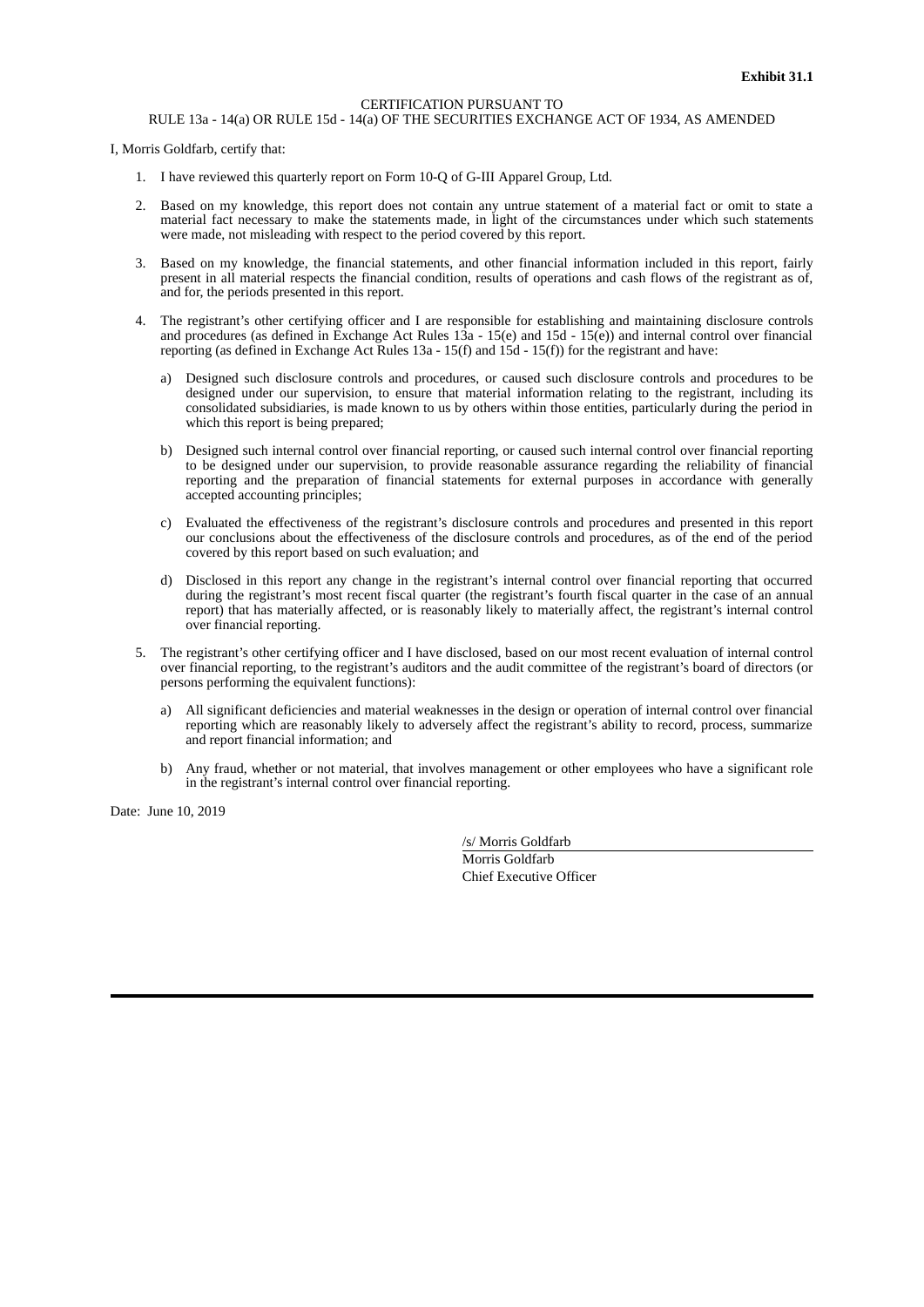**Exhibit 31.1**

CERTIFICATION PURSUANT TO
RULE 13a - 14(a) OR RULE 15d - 14(a) OF THE SECURITIES EXCHANGE ACT OF 1934, AS AMENDED

I, Morris Goldfarb, certify that:

1. I have reviewed this quarterly report on Form 10-Q of G-III Apparel Group, Ltd.

2. Based on my knowledge, this report does not contain any untrue statement of a material fact or omit to state a material fact necessary to make the statements made, in light of the circumstances under which such statements were made, not misleading with respect to the period covered by this report.

3. Based on my knowledge, the financial statements, and other financial information included in this report, fairly present in all material respects the financial condition, results of operations and cash flows of the registrant as of, and for, the periods presented in this report.

4. The registrant's other certifying officer and I are responsible for establishing and maintaining disclosure controls and procedures (as defined in Exchange Act Rules 13a - 15(e) and 15d - 15(e)) and internal control over financial reporting (as defined in Exchange Act Rules 13a - 15(f) and 15d - 15(f)) for the registrant and have:

   a) Designed such disclosure controls and procedures, or caused such disclosure controls and procedures to be designed under our supervision, to ensure that material information relating to the registrant, including its consolidated subsidiaries, is made known to us by others within those entities, particularly during the period in which this report is being prepared;

   b) Designed such internal control over financial reporting, or caused such internal control over financial reporting to be designed under our supervision, to provide reasonable assurance regarding the reliability of financial reporting and the preparation of financial statements for external purposes in accordance with generally accepted accounting principles;

   c) Evaluated the effectiveness of the registrant's disclosure controls and procedures and presented in this report our conclusions about the effectiveness of the disclosure controls and procedures, as of the end of the period covered by this report based on such evaluation; and

   d) Disclosed in this report any change in the registrant's internal control over financial reporting that occurred during the registrant's most recent fiscal quarter (the registrant's fourth fiscal quarter in the case of an annual report) that has materially affected, or is reasonably likely to materially affect, the registrant's internal control over financial reporting.

5. The registrant's other certifying officer and I have disclosed, based on our most recent evaluation of internal control over financial reporting, to the registrant's auditors and the audit committee of the registrant's board of directors (or persons performing the equivalent functions):

   a) All significant deficiencies and material weaknesses in the design or operation of internal control over financial reporting which are reasonably likely to adversely affect the registrant's ability to record, process, summarize and report financial information; and

   b) Any fraud, whether or not material, that involves management or other employees who have a significant role in the registrant's internal control over financial reporting.

Date: June 10, 2019

/s/ Morris Goldfarb
Morris Goldfarb
Chief Executive Officer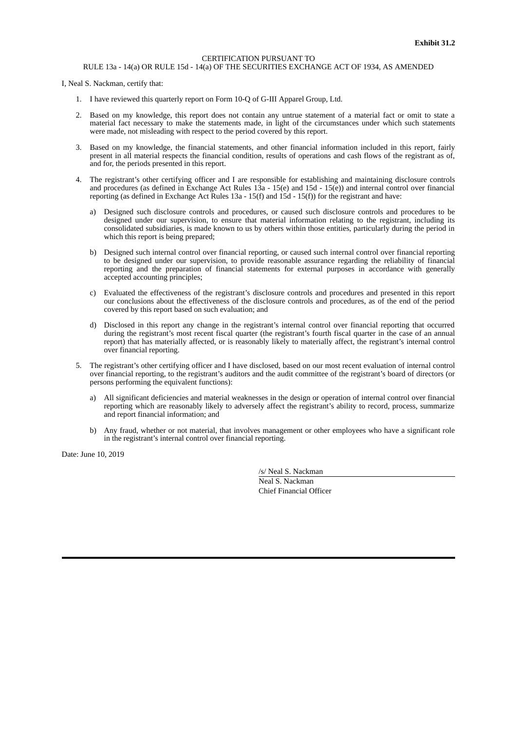**Exhibit 31.2**

CERTIFICATION PURSUANT TO
RULE 13a - 14(a) OR RULE 15d - 14(a) OF THE SECURITIES EXCHANGE ACT OF 1934, AS AMENDED

I, Neal S. Nackman, certify that:

1. I have reviewed this quarterly report on Form 10-Q of G-III Apparel Group, Ltd.

2. Based on my knowledge, this report does not contain any untrue statement of a material fact or omit to state a material fact necessary to make the statements made, in light of the circumstances under which such statements were made, not misleading with respect to the period covered by this report.

3. Based on my knowledge, the financial statements, and other financial information included in this report, fairly present in all material respects the financial condition, results of operations and cash flows of the registrant as of, and for, the periods presented in this report.

4. The registrant's other certifying officer and I are responsible for establishing and maintaining disclosure controls and procedures (as defined in Exchange Act Rules 13a - 15(e) and 15d - 15(e)) and internal control over financial reporting (as defined in Exchange Act Rules 13a - 15(f) and 15d - 15(f)) for the registrant and have:

   a) Designed such disclosure controls and procedures, or caused such disclosure controls and procedures to be designed under our supervision, to ensure that material information relating to the registrant, including its consolidated subsidiaries, is made known to us by others within those entities, particularly during the period in which this report is being prepared;

   b) Designed such internal control over financial reporting, or caused such internal control over financial reporting to be designed under our supervision, to provide reasonable assurance regarding the reliability of financial reporting and the preparation of financial statements for external purposes in accordance with generally accepted accounting principles;

   c) Evaluated the effectiveness of the registrant's disclosure controls and procedures and presented in this report our conclusions about the effectiveness of the disclosure controls and procedures, as of the end of the period covered by this report based on such evaluation; and

   d) Disclosed in this report any change in the registrant's internal control over financial reporting that occurred during the registrant's most recent fiscal quarter (the registrant's fourth fiscal quarter in the case of an annual report) that has materially affected, or is reasonably likely to materially affect, the registrant's internal control over financial reporting.

5. The registrant's other certifying officer and I have disclosed, based on our most recent evaluation of internal control over financial reporting, to the registrant's auditors and the audit committee of the registrant's board of directors (or persons performing the equivalent functions):

   a) All significant deficiencies and material weaknesses in the design or operation of internal control over financial reporting which are reasonably likely to adversely affect the registrant's ability to record, process, summarize and report financial information; and

   b) Any fraud, whether or not material, that involves management or other employees who have a significant role in the registrant's internal control over financial reporting.

Date: June 10, 2019

/s/ Neal S. Nackman
Neal S. Nackman
Chief Financial Officer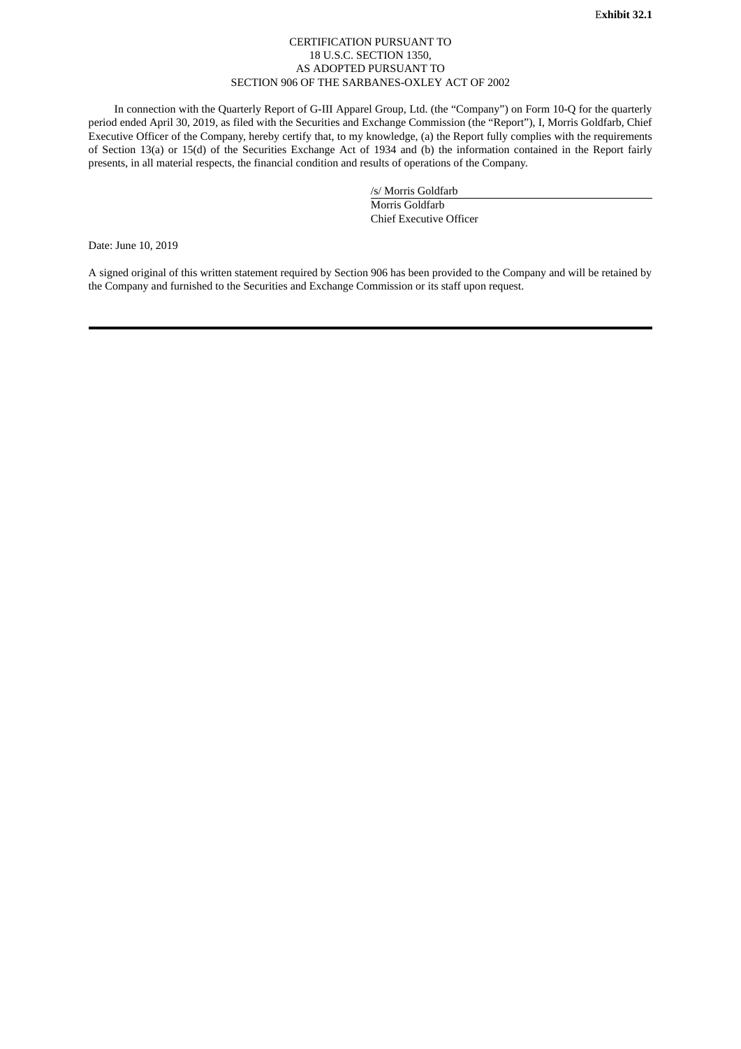**Exhibit 32.1**

CERTIFICATION PURSUANT TO
18 U.S.C. SECTION 1350,
AS ADOPTED PURSUANT TO
SECTION 906 OF THE SARBANES-OXLEY ACT OF 2002

In connection with the Quarterly Report of G-III Apparel Group, Ltd. (the "Company") on Form 10-Q for the quarterly period ended April 30, 2019, as filed with the Securities and Exchange Commission (the "Report"), I, Morris Goldfarb, Chief Executive Officer of the Company, hereby certify that, to my knowledge, (a) the Report fully complies with the requirements of Section 13(a) or 15(d) of the Securities Exchange Act of 1934 and (b) the information contained in the Report fairly presents, in all material respects, the financial condition and results of operations of the Company.

/s/ Morris Goldfarb
Morris Goldfarb
Chief Executive Officer

Date: June 10, 2019

A signed original of this written statement required by Section 906 has been provided to the Company and will be retained by the Company and furnished to the Securities and Exchange Commission or its staff upon request.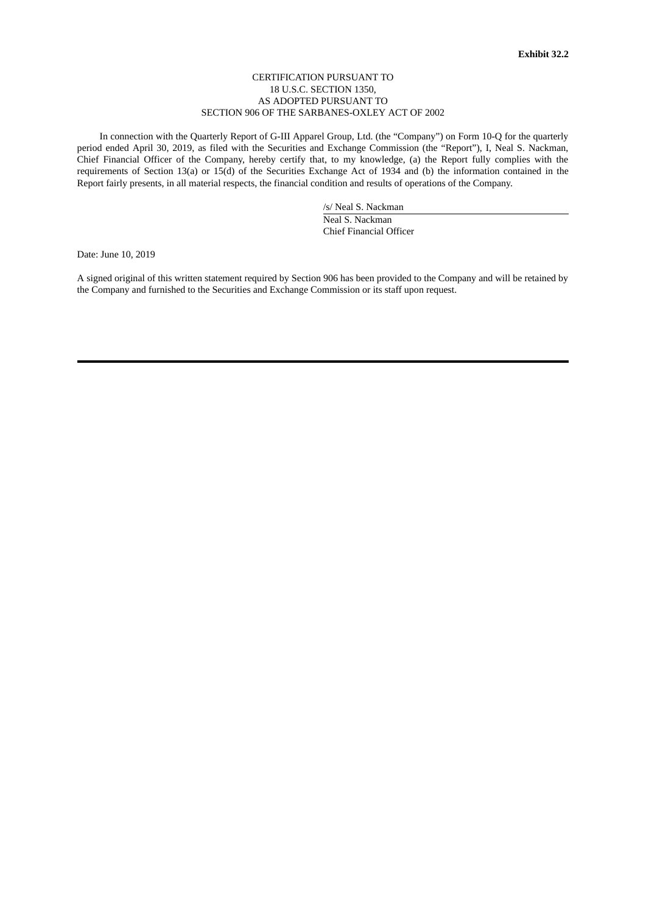**Exhibit 32.2**

CERTIFICATION PURSUANT TO
18 U.S.C. SECTION 1350,
AS ADOPTED PURSUANT TO
SECTION 906 OF THE SARBANES-OXLEY ACT OF 2002

In connection with the Quarterly Report of G-III Apparel Group, Ltd. (the "Company") on Form 10-Q for the quarterly period ended April 30, 2019, as filed with the Securities and Exchange Commission (the "Report"), I, Neal S. Nackman, Chief Financial Officer of the Company, hereby certify that, to my knowledge, (a) the Report fully complies with the requirements of Section 13(a) or 15(d) of the Securities Exchange Act of 1934 and (b) the information contained in the Report fairly presents, in all material respects, the financial condition and results of operations of the Company.

/s/ Neal S. Nackman
Neal S. Nackman
Chief Financial Officer

Date: June 10, 2019

A signed original of this written statement required by Section 906 has been provided to the Company and will be retained by the Company and furnished to the Securities and Exchange Commission or its staff upon request.